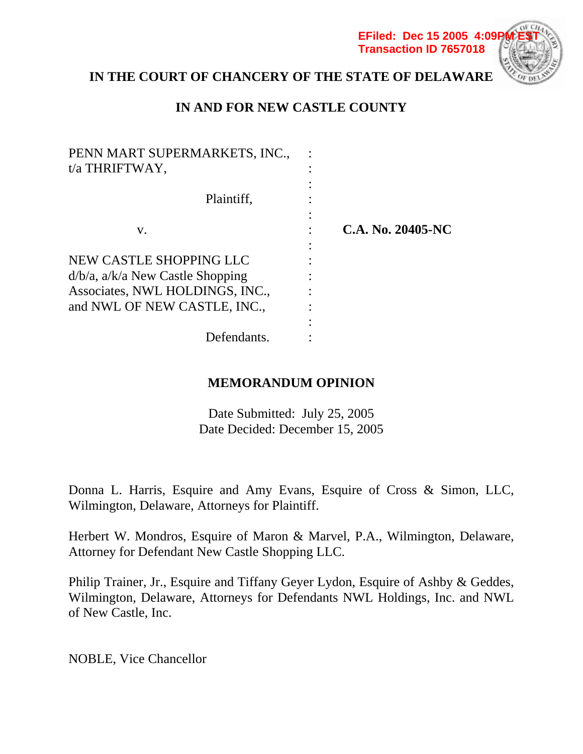EFiled: Dec 15 2005 4:09PM EST
Transaction ID 7657018

**IN THE COURT OF CHANCERY OF THE STATE OF DELAWARE**

**IN AND FOR NEW CASTLE COUNTY**

| | | |
|---|---|---|
| PENN MART SUPERMARKETS, INC., t/a THRIFTWAY, | : | |
| Plaintiff, | : | |
| v. | : | **C.A. No. 20405-NC** |
| NEW CASTLE SHOPPING LLC d/b/a, a/k/a New Castle Shopping Associates, NWL HOLDINGS, INC., and NWL OF NEW CASTLE, INC., | : | |
| Defendants. | : | |

**MEMORANDUM OPINION**

Date Submitted: July 25, 2005
Date Decided: December 15, 2005

Donna L. Harris, Esquire and Amy Evans, Esquire of Cross & Simon, LLC, Wilmington, Delaware, Attorneys for Plaintiff.

Herbert W. Mondros, Esquire of Maron & Marvel, P.A., Wilmington, Delaware, Attorney for Defendant New Castle Shopping LLC.

Philip Trainer, Jr., Esquire and Tiffany Geyer Lydon, Esquire of Ashby & Geddes, Wilmington, Delaware, Attorneys for Defendants NWL Holdings, Inc. and NWL of New Castle, Inc.

NOBLE, Vice Chancellor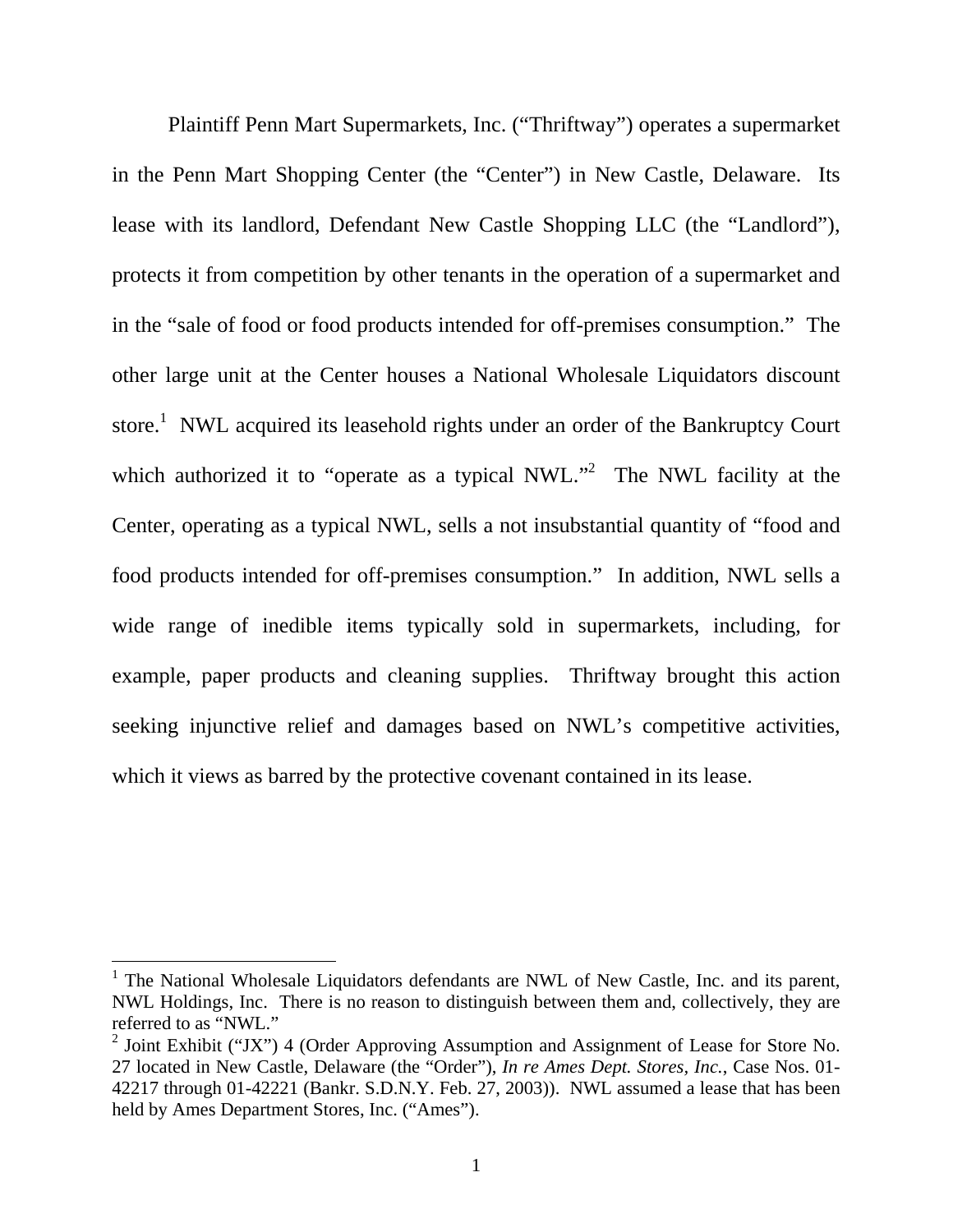Plaintiff Penn Mart Supermarkets, Inc. ("Thriftway") operates a supermarket in the Penn Mart Shopping Center (the "Center") in New Castle, Delaware. Its lease with its landlord, Defendant New Castle Shopping LLC (the "Landlord"), protects it from competition by other tenants in the operation of a supermarket and in the "sale of food or food products intended for off-premises consumption." The other large unit at the Center houses a National Wholesale Liquidators discount store.[1] NWL acquired its leasehold rights under an order of the Bankruptcy Court which authorized it to "operate as a typical NWL."[2] The NWL facility at the Center, operating as a typical NWL, sells a not insubstantial quantity of "food and food products intended for off-premises consumption." In addition, NWL sells a wide range of inedible items typically sold in supermarkets, including, for example, paper products and cleaning supplies. Thriftway brought this action seeking injunctive relief and damages based on NWL's competitive activities, which it views as barred by the protective covenant contained in its lease.

---

[1] The National Wholesale Liquidators defendants are NWL of New Castle, Inc. and its parent, NWL Holdings, Inc. There is no reason to distinguish between them and, collectively, they are referred to as "NWL."

[2] Joint Exhibit ("JX") 4 (Order Approving Assumption and Assignment of Lease for Store No. 27 located in New Castle, Delaware (the "Order"), *In re Ames Dept. Stores, Inc.*, Case Nos. 01-42217 through 01-42221 (Bankr. S.D.N.Y. Feb. 27, 2003)). NWL assumed a lease that has been held by Ames Department Stores, Inc. ("Ames").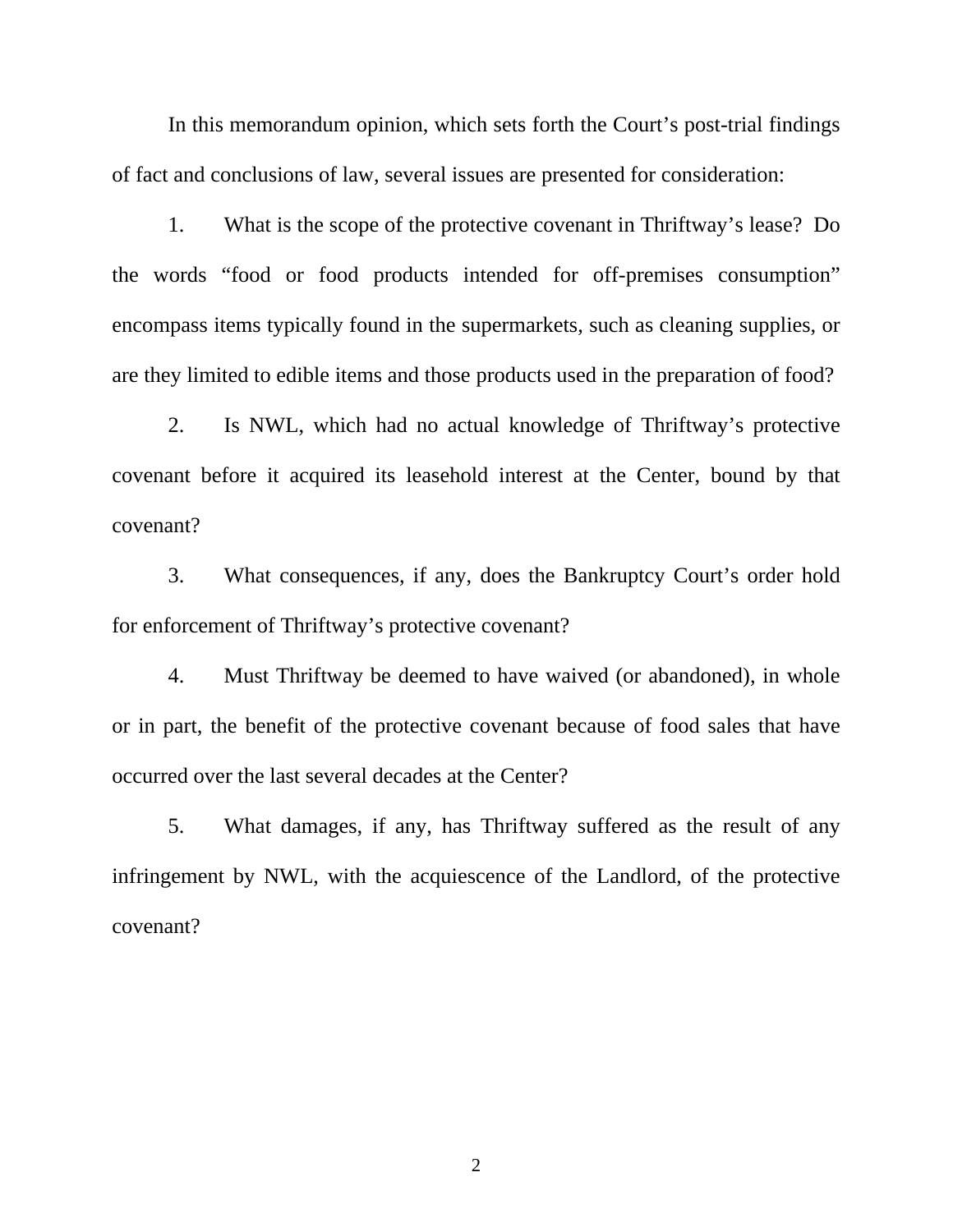In this memorandum opinion, which sets forth the Court's post-trial findings of fact and conclusions of law, several issues are presented for consideration:

1. What is the scope of the protective covenant in Thriftway's lease? Do the words "food or food products intended for off-premises consumption" encompass items typically found in the supermarkets, such as cleaning supplies, or are they limited to edible items and those products used in the preparation of food?

2. Is NWL, which had no actual knowledge of Thriftway's protective covenant before it acquired its leasehold interest at the Center, bound by that covenant?

3. What consequences, if any, does the Bankruptcy Court's order hold for enforcement of Thriftway's protective covenant?

4. Must Thriftway be deemed to have waived (or abandoned), in whole or in part, the benefit of the protective covenant because of food sales that have occurred over the last several decades at the Center?

5. What damages, if any, has Thriftway suffered as the result of any infringement by NWL, with the acquiescence of the Landlord, of the protective covenant?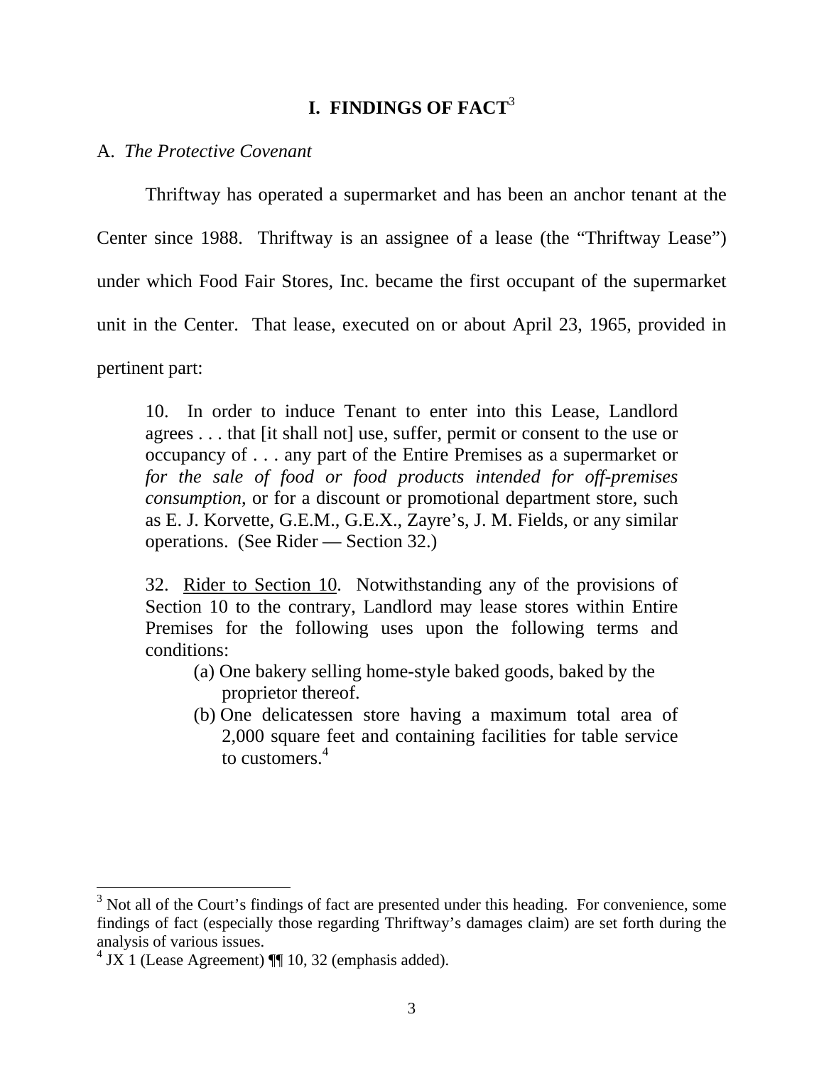# I. FINDINGS OF FACT[3]

A. *The Protective Covenant*

Thriftway has operated a supermarket and has been an anchor tenant at the Center since 1988. Thriftway is an assignee of a lease (the "Thriftway Lease") under which Food Fair Stores, Inc. became the first occupant of the supermarket unit in the Center. That lease, executed on or about April 23, 1965, provided in pertinent part:

> 10. In order to induce Tenant to enter into this Lease, Landlord agrees . . . that [it shall not] use, suffer, permit or consent to the use or occupancy of . . . any part of the Entire Premises as a supermarket or *for the sale of food or food products intended for off-premises consumption*, or for a discount or promotional department store, such as E. J. Korvette, G.E.M., G.E.X., Zayre's, J. M. Fields, or any similar operations. (See Rider — Section 32.)
>
> 32. Rider to Section 10. Notwithstanding any of the provisions of Section 10 to the contrary, Landlord may lease stores within Entire Premises for the following uses upon the following terms and conditions:
>
> (a) One bakery selling home-style baked goods, baked by the proprietor thereof.
>
> (b) One delicatessen store having a maximum total area of 2,000 square feet and containing facilities for table service to customers.[4]

[3] Not all of the Court's findings of fact are presented under this heading. For convenience, some findings of fact (especially those regarding Thriftway's damages claim) are set forth during the analysis of various issues.

[4] JX 1 (Lease Agreement) ¶¶ 10, 32 (emphasis added).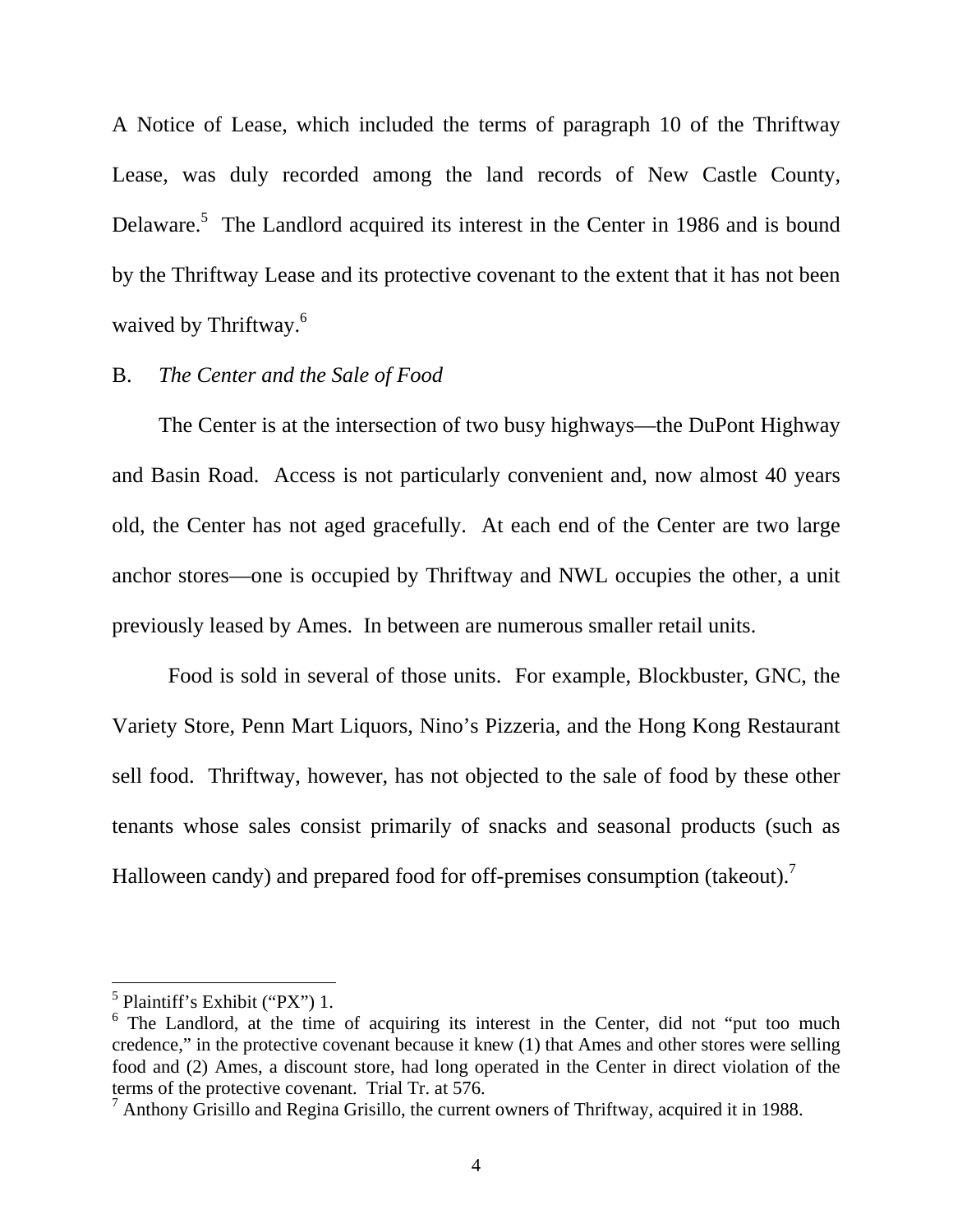A Notice of Lease, which included the terms of paragraph 10 of the Thriftway Lease, was duly recorded among the land records of New Castle County, Delaware.[5] The Landlord acquired its interest in the Center in 1986 and is bound by the Thriftway Lease and its protective covenant to the extent that it has not been waived by Thriftway.[6]

B. *The Center and the Sale of Food*

The Center is at the intersection of two busy highways—the DuPont Highway and Basin Road. Access is not particularly convenient and, now almost 40 years old, the Center has not aged gracefully. At each end of the Center are two large anchor stores—one is occupied by Thriftway and NWL occupies the other, a unit previously leased by Ames. In between are numerous smaller retail units.

Food is sold in several of those units. For example, Blockbuster, GNC, the Variety Store, Penn Mart Liquors, Nino's Pizzeria, and the Hong Kong Restaurant sell food. Thriftway, however, has not objected to the sale of food by these other tenants whose sales consist primarily of snacks and seasonal products (such as Halloween candy) and prepared food for off-premises consumption (takeout).[7]

---

[5] Plaintiff's Exhibit ("PX") 1.

[6] The Landlord, at the time of acquiring its interest in the Center, did not "put too much credence," in the protective covenant because it knew (1) that Ames and other stores were selling food and (2) Ames, a discount store, had long operated in the Center in direct violation of the terms of the protective covenant. Trial Tr. at 576.

[7] Anthony Grisillo and Regina Grisillo, the current owners of Thriftway, acquired it in 1988.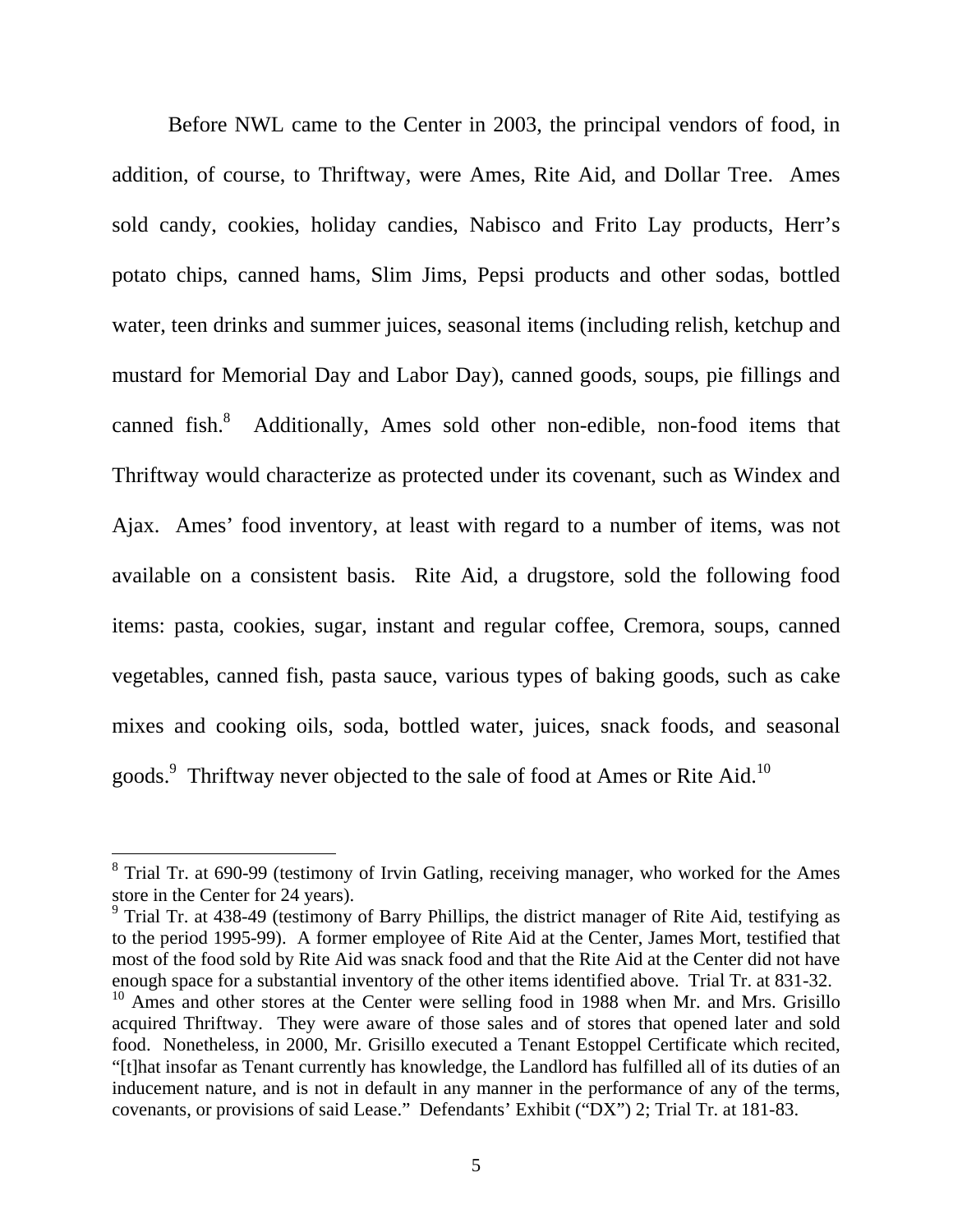Before NWL came to the Center in 2003, the principal vendors of food, in addition, of course, to Thriftway, were Ames, Rite Aid, and Dollar Tree. Ames sold candy, cookies, holiday candies, Nabisco and Frito Lay products, Herr's potato chips, canned hams, Slim Jims, Pepsi products and other sodas, bottled water, teen drinks and summer juices, seasonal items (including relish, ketchup and mustard for Memorial Day and Labor Day), canned goods, soups, pie fillings and canned fish.[8] Additionally, Ames sold other non-edible, non-food items that Thriftway would characterize as protected under its covenant, such as Windex and Ajax. Ames' food inventory, at least with regard to a number of items, was not available on a consistent basis. Rite Aid, a drugstore, sold the following food items: pasta, cookies, sugar, instant and regular coffee, Cremora, soups, canned vegetables, canned fish, pasta sauce, various types of baking goods, such as cake mixes and cooking oils, soda, bottled water, juices, snack foods, and seasonal goods.[9] Thriftway never objected to the sale of food at Ames or Rite Aid.[10]

[8] Trial Tr. at 690-99 (testimony of Irvin Gatling, receiving manager, who worked for the Ames store in the Center for 24 years).

[9] Trial Tr. at 438-49 (testimony of Barry Phillips, the district manager of Rite Aid, testifying as to the period 1995-99). A former employee of Rite Aid at the Center, James Mort, testified that most of the food sold by Rite Aid was snack food and that the Rite Aid at the Center did not have enough space for a substantial inventory of the other items identified above. Trial Tr. at 831-32.

[10] Ames and other stores at the Center were selling food in 1988 when Mr. and Mrs. Grisillo acquired Thriftway. They were aware of those sales and of stores that opened later and sold food. Nonetheless, in 2000, Mr. Grisillo executed a Tenant Estoppel Certificate which recited, "[t]hat insofar as Tenant currently has knowledge, the Landlord has fulfilled all of its duties of an inducement nature, and is not in default in any manner in the performance of any of the terms, covenants, or provisions of said Lease." Defendants' Exhibit ("DX") 2; Trial Tr. at 181-83.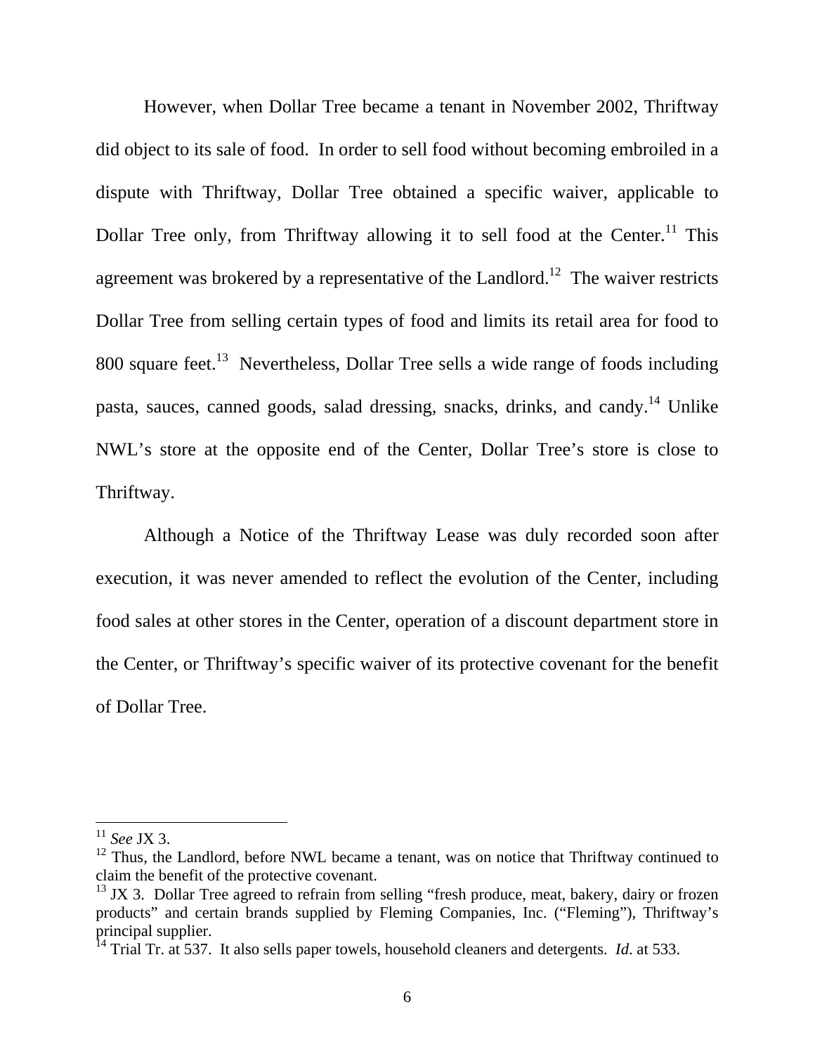However, when Dollar Tree became a tenant in November 2002, Thriftway did object to its sale of food. In order to sell food without becoming embroiled in a dispute with Thriftway, Dollar Tree obtained a specific waiver, applicable to Dollar Tree only, from Thriftway allowing it to sell food at the Center.[11] This agreement was brokered by a representative of the Landlord.[12] The waiver restricts Dollar Tree from selling certain types of food and limits its retail area for food to 800 square feet.[13] Nevertheless, Dollar Tree sells a wide range of foods including pasta, sauces, canned goods, salad dressing, snacks, drinks, and candy.[14] Unlike NWL's store at the opposite end of the Center, Dollar Tree's store is close to Thriftway.

Although a Notice of the Thriftway Lease was duly recorded soon after execution, it was never amended to reflect the evolution of the Center, including food sales at other stores in the Center, operation of a discount department store in the Center, or Thriftway's specific waiver of its protective covenant for the benefit of Dollar Tree.

---

[11] *See* JX 3.

[12] Thus, the Landlord, before NWL became a tenant, was on notice that Thriftway continued to claim the benefit of the protective covenant.

[13] JX 3. Dollar Tree agreed to refrain from selling "fresh produce, meat, bakery, dairy or frozen products" and certain brands supplied by Fleming Companies, Inc. ("Fleming"), Thriftway's principal supplier.

[14] Trial Tr. at 537. It also sells paper towels, household cleaners and detergents. *Id*. at 533.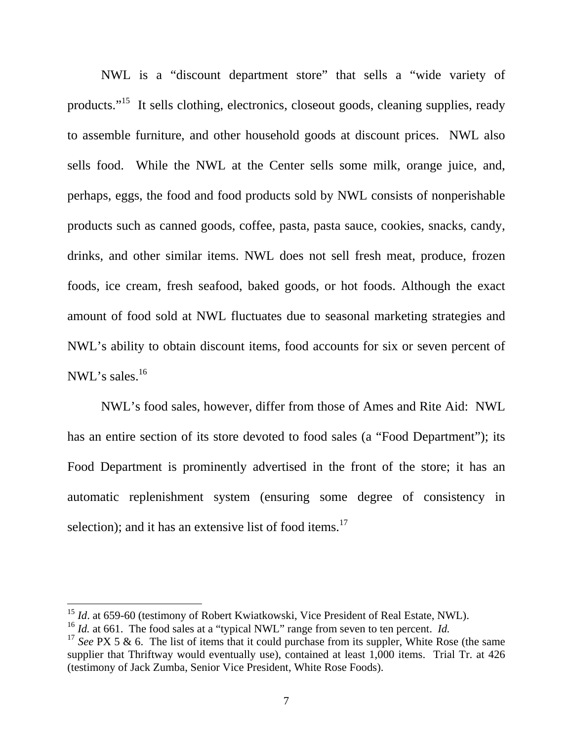NWL is a "discount department store" that sells a "wide variety of products."[15] It sells clothing, electronics, closeout goods, cleaning supplies, ready to assemble furniture, and other household goods at discount prices. NWL also sells food. While the NWL at the Center sells some milk, orange juice, and, perhaps, eggs, the food and food products sold by NWL consists of nonperishable products such as canned goods, coffee, pasta, pasta sauce, cookies, snacks, candy, drinks, and other similar items. NWL does not sell fresh meat, produce, frozen foods, ice cream, fresh seafood, baked goods, or hot foods. Although the exact amount of food sold at NWL fluctuates due to seasonal marketing strategies and NWL's ability to obtain discount items, food accounts for six or seven percent of NWL's sales.[16]

NWL's food sales, however, differ from those of Ames and Rite Aid: NWL has an entire section of its store devoted to food sales (a "Food Department"); its Food Department is prominently advertised in the front of the store; it has an automatic replenishment system (ensuring some degree of consistency in selection); and it has an extensive list of food items.[17]

---

[15] *Id*. at 659-60 (testimony of Robert Kwiatkowski, Vice President of Real Estate, NWL).

[16] *Id.* at 661. The food sales at a "typical NWL" range from seven to ten percent. *Id.*

[17] *See* PX 5 & 6. The list of items that it could purchase from its suppler, White Rose (the same supplier that Thriftway would eventually use), contained at least 1,000 items. Trial Tr. at 426 (testimony of Jack Zumba, Senior Vice President, White Rose Foods).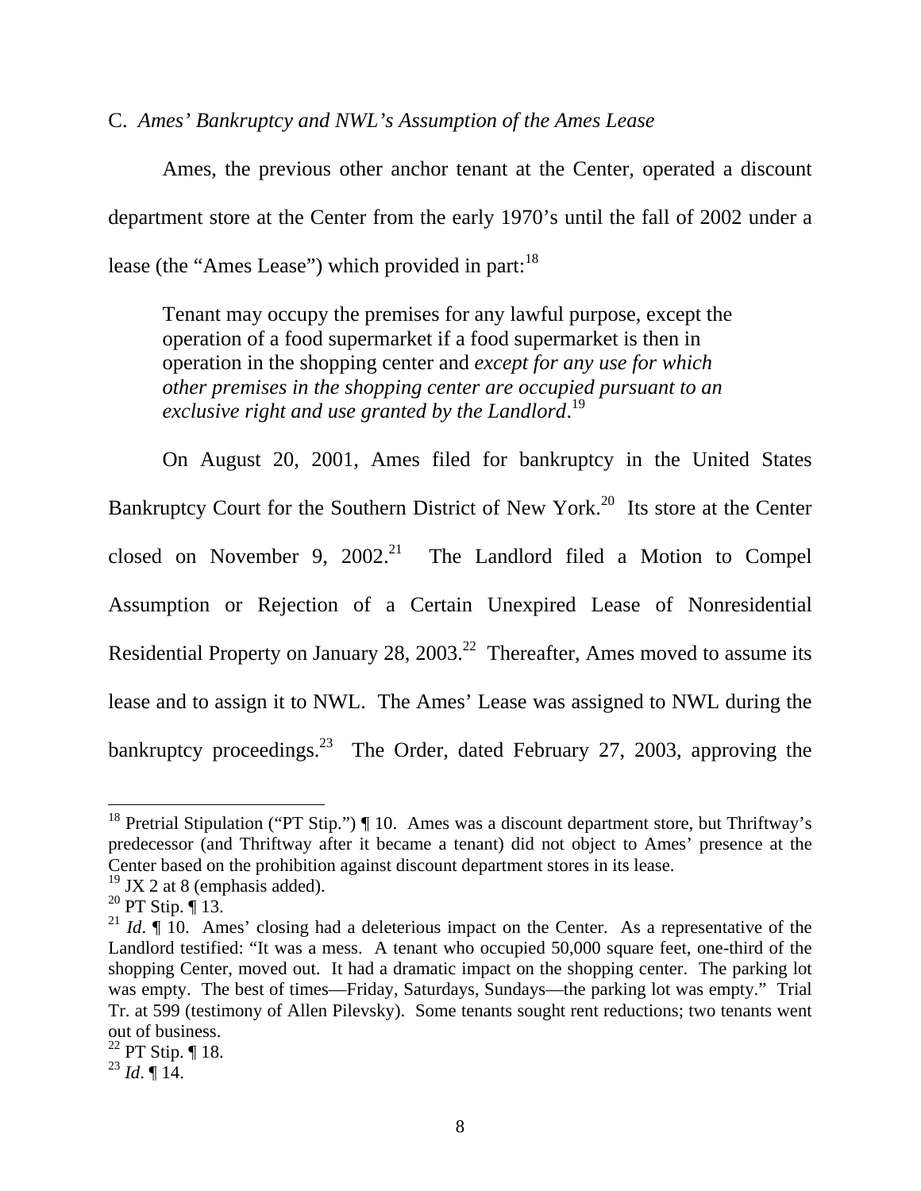C. *Ames' Bankruptcy and NWL's Assumption of the Ames Lease*

Ames, the previous other anchor tenant at the Center, operated a discount department store at the Center from the early 1970's until the fall of 2002 under a lease (the "Ames Lease") which provided in part:[18]

> Tenant may occupy the premises for any lawful purpose, except the operation of a food supermarket if a food supermarket is then in operation in the shopping center and *except for any use for which other premises in the shopping center are occupied pursuant to an exclusive right and use granted by the Landlord*.[19]

On August 20, 2001, Ames filed for bankruptcy in the United States Bankruptcy Court for the Southern District of New York.[20] Its store at the Center closed on November 9, 2002.[21] The Landlord filed a Motion to Compel Assumption or Rejection of a Certain Unexpired Lease of Nonresidential Residential Property on January 28, 2003.[22] Thereafter, Ames moved to assume its lease and to assign it to NWL. The Ames' Lease was assigned to NWL during the bankruptcy proceedings.[23] The Order, dated February 27, 2003, approving the

---

[18] Pretrial Stipulation ("PT Stip.") ¶ 10. Ames was a discount department store, but Thriftway's predecessor (and Thriftway after it became a tenant) did not object to Ames' presence at the Center based on the prohibition against discount department stores in its lease.

[19] JX 2 at 8 (emphasis added).

[20] PT Stip. ¶ 13.

[21] *Id*. ¶ 10. Ames' closing had a deleterious impact on the Center. As a representative of the Landlord testified: "It was a mess. A tenant who occupied 50,000 square feet, one-third of the shopping Center, moved out. It had a dramatic impact on the shopping center. The parking lot was empty. The best of times—Friday, Saturdays, Sundays—the parking lot was empty." Trial Tr. at 599 (testimony of Allen Pilevsky). Some tenants sought rent reductions; two tenants went out of business.

[22] PT Stip. ¶ 18.

[23] *Id*. ¶ 14.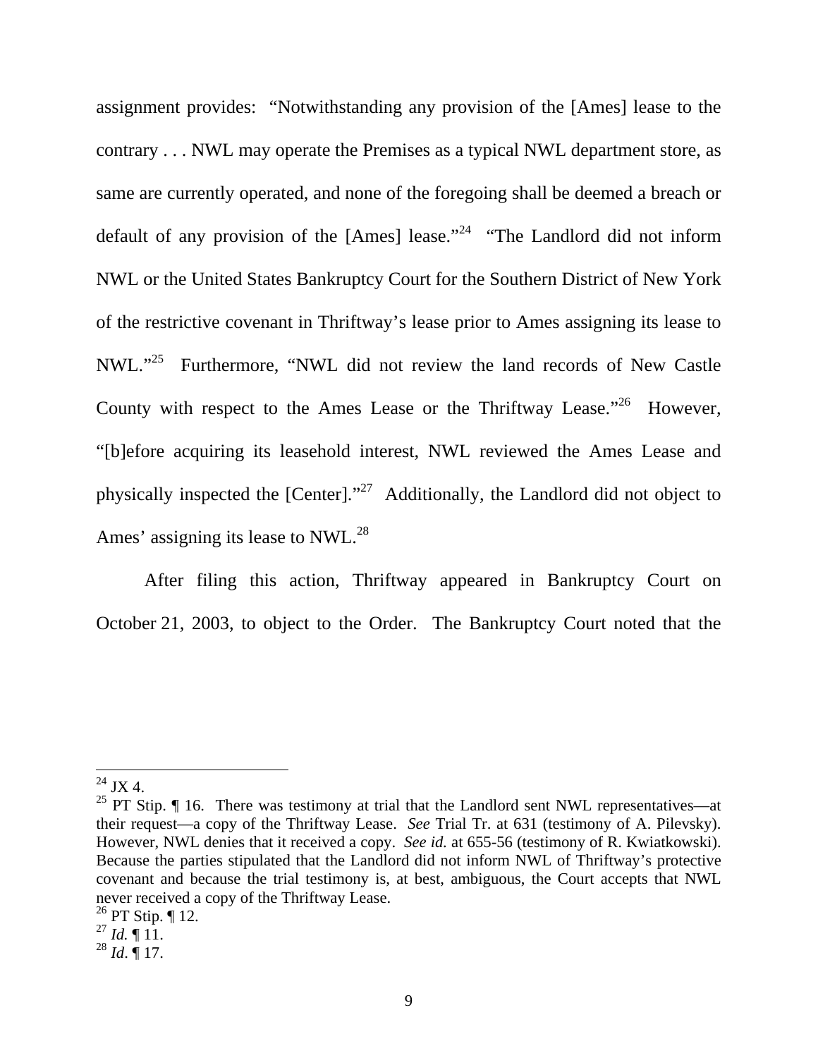assignment provides: "Notwithstanding any provision of the [Ames] lease to the contrary . . . NWL may operate the Premises as a typical NWL department store, as same are currently operated, and none of the foregoing shall be deemed a breach or default of any provision of the [Ames] lease."[24] "The Landlord did not inform NWL or the United States Bankruptcy Court for the Southern District of New York of the restrictive covenant in Thriftway's lease prior to Ames assigning its lease to NWL."[25] Furthermore, "NWL did not review the land records of New Castle County with respect to the Ames Lease or the Thriftway Lease."[26] However, "[b]efore acquiring its leasehold interest, NWL reviewed the Ames Lease and physically inspected the [Center]."[27] Additionally, the Landlord did not object to Ames' assigning its lease to NWL.[28]

After filing this action, Thriftway appeared in Bankruptcy Court on October 21, 2003, to object to the Order. The Bankruptcy Court noted that the

---

[24] JX 4.

[25] PT Stip. ¶ 16. There was testimony at trial that the Landlord sent NWL representatives—at their request—a copy of the Thriftway Lease. *See* Trial Tr. at 631 (testimony of A. Pilevsky). However, NWL denies that it received a copy. *See id.* at 655-56 (testimony of R. Kwiatkowski). Because the parties stipulated that the Landlord did not inform NWL of Thriftway's protective covenant and because the trial testimony is, at best, ambiguous, the Court accepts that NWL never received a copy of the Thriftway Lease.

[26] PT Stip. ¶ 12.

[27] *Id.* ¶ 11.

[28] *Id*. ¶ 17.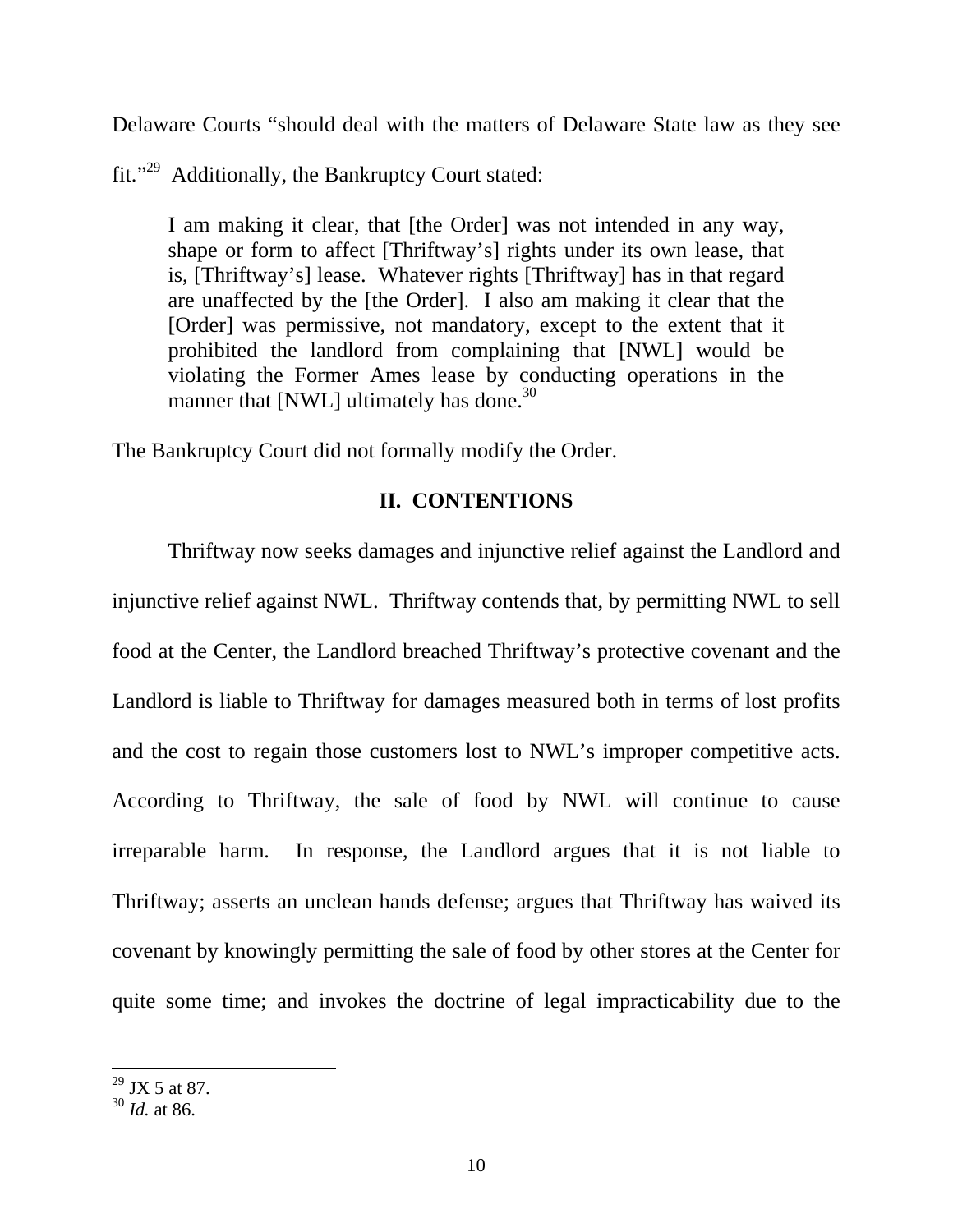Delaware Courts "should deal with the matters of Delaware State law as they see fit."[29] Additionally, the Bankruptcy Court stated:

> I am making it clear, that [the Order] was not intended in any way, shape or form to affect [Thriftway's] rights under its own lease, that is, [Thriftway's] lease. Whatever rights [Thriftway] has in that regard are unaffected by the [the Order]. I also am making it clear that the [Order] was permissive, not mandatory, except to the extent that it prohibited the landlord from complaining that [NWL] would be violating the Former Ames lease by conducting operations in the manner that [NWL] ultimately has done.[30]

The Bankruptcy Court did not formally modify the Order.

## II. CONTENTIONS

Thriftway now seeks damages and injunctive relief against the Landlord and injunctive relief against NWL. Thriftway contends that, by permitting NWL to sell food at the Center, the Landlord breached Thriftway's protective covenant and the Landlord is liable to Thriftway for damages measured both in terms of lost profits and the cost to regain those customers lost to NWL's improper competitive acts. According to Thriftway, the sale of food by NWL will continue to cause irreparable harm. In response, the Landlord argues that it is not liable to Thriftway; asserts an unclean hands defense; argues that Thriftway has waived its covenant by knowingly permitting the sale of food by other stores at the Center for quite some time; and invokes the doctrine of legal impracticability due to the

---

[29] JX 5 at 87.

[30] *Id.* at 86.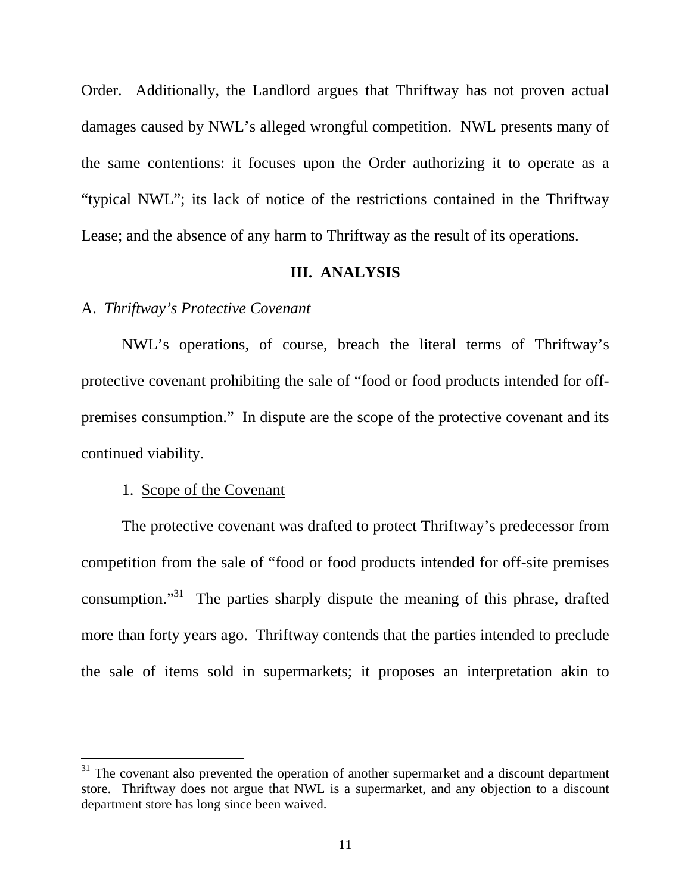Order. Additionally, the Landlord argues that Thriftway has not proven actual damages caused by NWL's alleged wrongful competition. NWL presents many of the same contentions: it focuses upon the Order authorizing it to operate as a "typical NWL"; its lack of notice of the restrictions contained in the Thriftway Lease; and the absence of any harm to Thriftway as the result of its operations.

## III. ANALYSIS

### A. *Thriftway's Protective Covenant*

NWL's operations, of course, breach the literal terms of Thriftway's protective covenant prohibiting the sale of "food or food products intended for off-premises consumption." In dispute are the scope of the protective covenant and its continued viability.

#### 1. Scope of the Covenant

The protective covenant was drafted to protect Thriftway's predecessor from competition from the sale of "food or food products intended for off-site premises consumption."[31] The parties sharply dispute the meaning of this phrase, drafted more than forty years ago. Thriftway contends that the parties intended to preclude the sale of items sold in supermarkets; it proposes an interpretation akin to

---

[31] The covenant also prevented the operation of another supermarket and a discount department store. Thriftway does not argue that NWL is a supermarket, and any objection to a discount department store has long since been waived.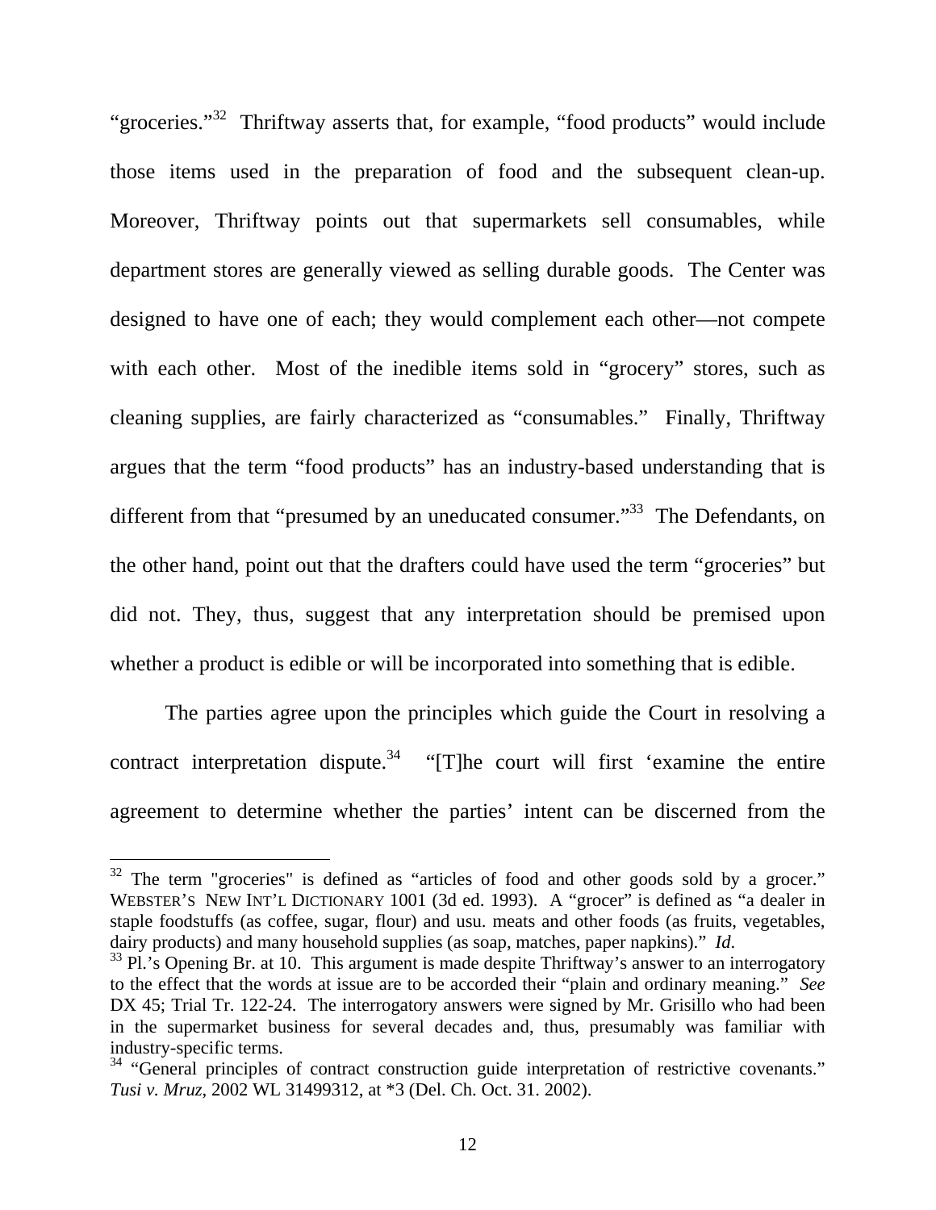"groceries."[32] Thriftway asserts that, for example, "food products" would include those items used in the preparation of food and the subsequent clean-up. Moreover, Thriftway points out that supermarkets sell consumables, while department stores are generally viewed as selling durable goods. The Center was designed to have one of each; they would complement each other—not compete with each other. Most of the inedible items sold in "grocery" stores, such as cleaning supplies, are fairly characterized as "consumables." Finally, Thriftway argues that the term "food products" has an industry-based understanding that is different from that "presumed by an uneducated consumer."[33] The Defendants, on the other hand, point out that the drafters could have used the term "groceries" but did not. They, thus, suggest that any interpretation should be premised upon whether a product is edible or will be incorporated into something that is edible.

The parties agree upon the principles which guide the Court in resolving a contract interpretation dispute.[34] "[T]he court will first 'examine the entire agreement to determine whether the parties' intent can be discerned from the

---

[32] The term "groceries" is defined as "articles of food and other goods sold by a grocer." WEBSTER'S NEW INT'L DICTIONARY 1001 (3d ed. 1993). A "grocer" is defined as "a dealer in staple foodstuffs (as coffee, sugar, flour) and usu. meats and other foods (as fruits, vegetables, dairy products) and many household supplies (as soap, matches, paper napkins)." *Id.*

[33] Pl.'s Opening Br. at 10. This argument is made despite Thriftway's answer to an interrogatory to the effect that the words at issue are to be accorded their "plain and ordinary meaning." *See* DX 45; Trial Tr. 122-24. The interrogatory answers were signed by Mr. Grisillo who had been in the supermarket business for several decades and, thus, presumably was familiar with industry-specific terms.

[34] "General principles of contract construction guide interpretation of restrictive covenants." *Tusi v. Mruz*, 2002 WL 31499312, at *3 (Del. Ch. Oct. 31. 2002).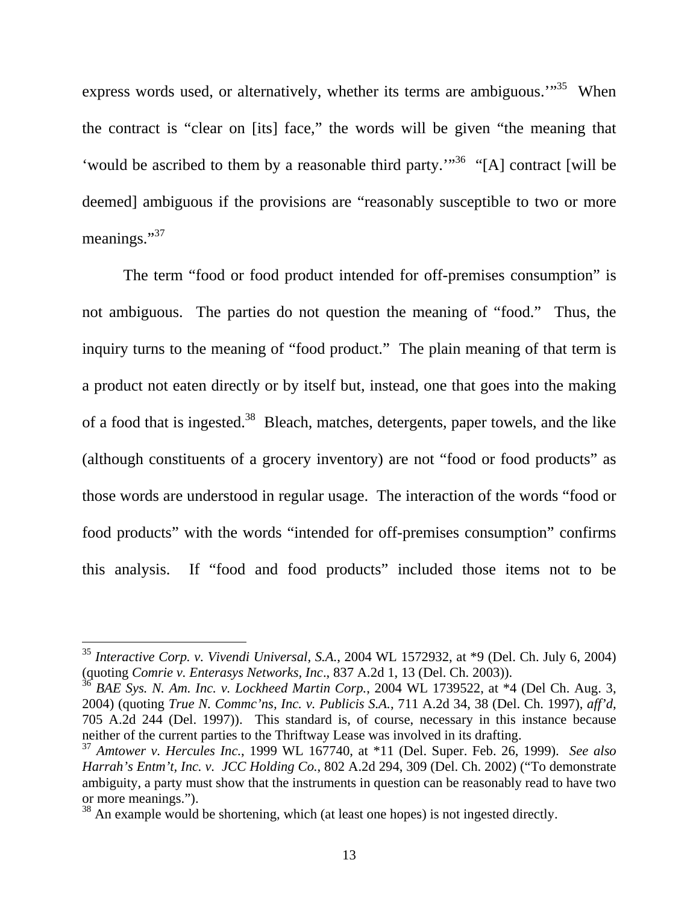express words used, or alternatively, whether its terms are ambiguous.'"[35] When the contract is "clear on [its] face," the words will be given "the meaning that 'would be ascribed to them by a reasonable third party.'"[36] "[A] contract [will be deemed] ambiguous if the provisions are "reasonably susceptible to two or more meanings."[37]

The term "food or food product intended for off-premises consumption" is not ambiguous. The parties do not question the meaning of "food." Thus, the inquiry turns to the meaning of "food product." The plain meaning of that term is a product not eaten directly or by itself but, instead, one that goes into the making of a food that is ingested.[38] Bleach, matches, detergents, paper towels, and the like (although constituents of a grocery inventory) are not "food or food products" as those words are understood in regular usage. The interaction of the words "food or food products" with the words "intended for off-premises consumption" confirms this analysis. If "food and food products" included those items not to be

---

[35] *Interactive Corp. v. Vivendi Universal, S.A.*, 2004 WL 1572932, at *9 (Del. Ch. July 6, 2004) (quoting *Comrie v. Enterasys Networks, Inc*., 837 A.2d 1, 13 (Del. Ch. 2003)).

[36] *BAE Sys. N. Am. Inc. v. Lockheed Martin Corp.*, 2004 WL 1739522, at *4 (Del Ch. Aug. 3, 2004) (quoting *True N. Commc'ns, Inc. v. Publicis S.A.*, 711 A.2d 34, 38 (Del. Ch. 1997), *aff'd*, 705 A.2d 244 (Del. 1997)). This standard is, of course, necessary in this instance because neither of the current parties to the Thriftway Lease was involved in its drafting.

[37] *Amtower v. Hercules Inc.*, 1999 WL 167740, at *11 (Del. Super. Feb. 26, 1999). *See also Harrah's Entm't, Inc. v. JCC Holding Co.*, 802 A.2d 294, 309 (Del. Ch. 2002) ("To demonstrate ambiguity, a party must show that the instruments in question can be reasonably read to have two or more meanings.").

[38] An example would be shortening, which (at least one hopes) is not ingested directly.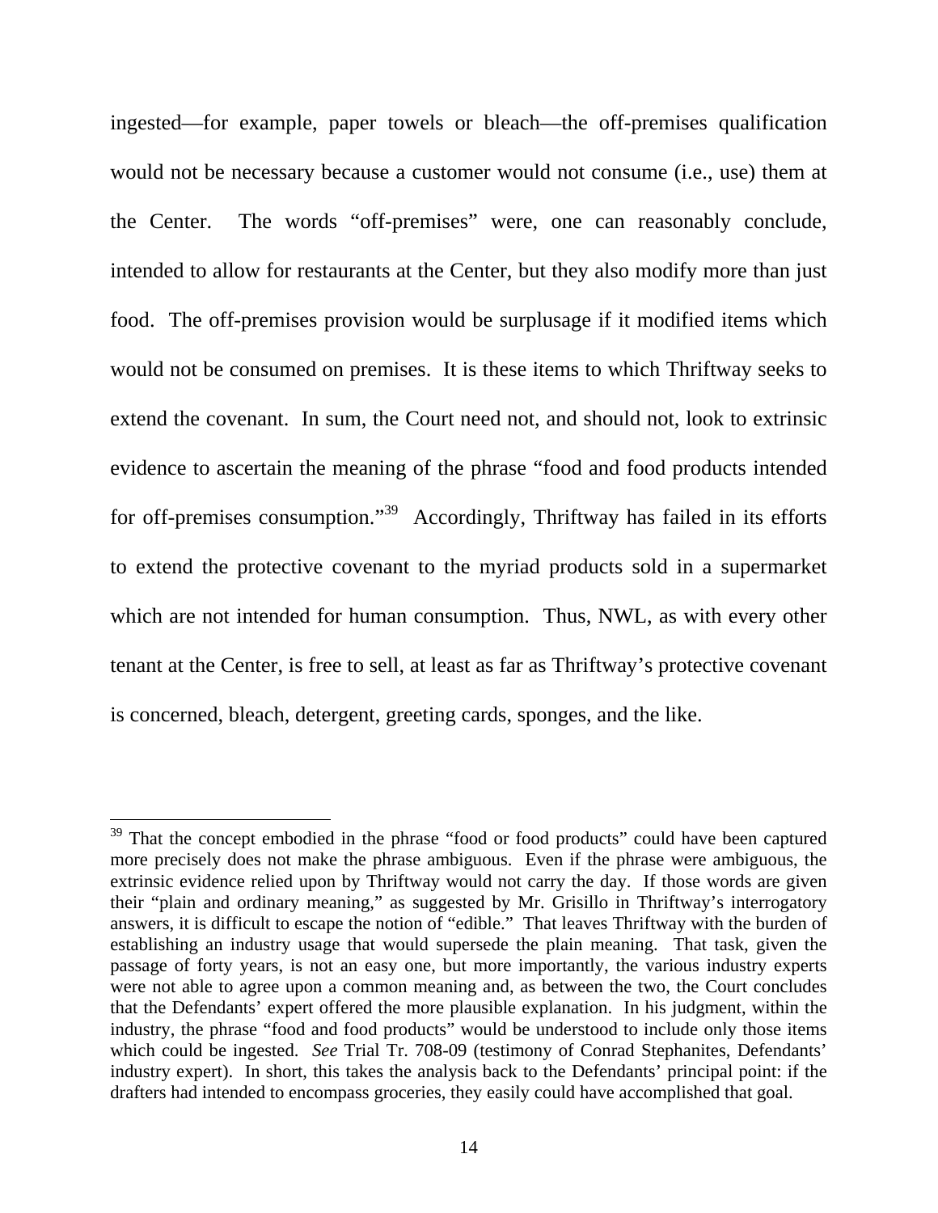ingested—for example, paper towels or bleach—the off-premises qualification would not be necessary because a customer would not consume (i.e., use) them at the Center. The words "off-premises" were, one can reasonably conclude, intended to allow for restaurants at the Center, but they also modify more than just food. The off-premises provision would be surplusage if it modified items which would not be consumed on premises. It is these items to which Thriftway seeks to extend the covenant. In sum, the Court need not, and should not, look to extrinsic evidence to ascertain the meaning of the phrase "food and food products intended for off-premises consumption."[39] Accordingly, Thriftway has failed in its efforts to extend the protective covenant to the myriad products sold in a supermarket which are not intended for human consumption. Thus, NWL, as with every other tenant at the Center, is free to sell, at least as far as Thriftway's protective covenant is concerned, bleach, detergent, greeting cards, sponges, and the like.

---

[39] That the concept embodied in the phrase "food or food products" could have been captured more precisely does not make the phrase ambiguous. Even if the phrase were ambiguous, the extrinsic evidence relied upon by Thriftway would not carry the day. If those words are given their "plain and ordinary meaning," as suggested by Mr. Grisillo in Thriftway's interrogatory answers, it is difficult to escape the notion of "edible." That leaves Thriftway with the burden of establishing an industry usage that would supersede the plain meaning. That task, given the passage of forty years, is not an easy one, but more importantly, the various industry experts were not able to agree upon a common meaning and, as between the two, the Court concludes that the Defendants' expert offered the more plausible explanation. In his judgment, within the industry, the phrase "food and food products" would be understood to include only those items which could be ingested. *See* Trial Tr. 708-09 (testimony of Conrad Stephanites, Defendants' industry expert). In short, this takes the analysis back to the Defendants' principal point: if the drafters had intended to encompass groceries, they easily could have accomplished that goal.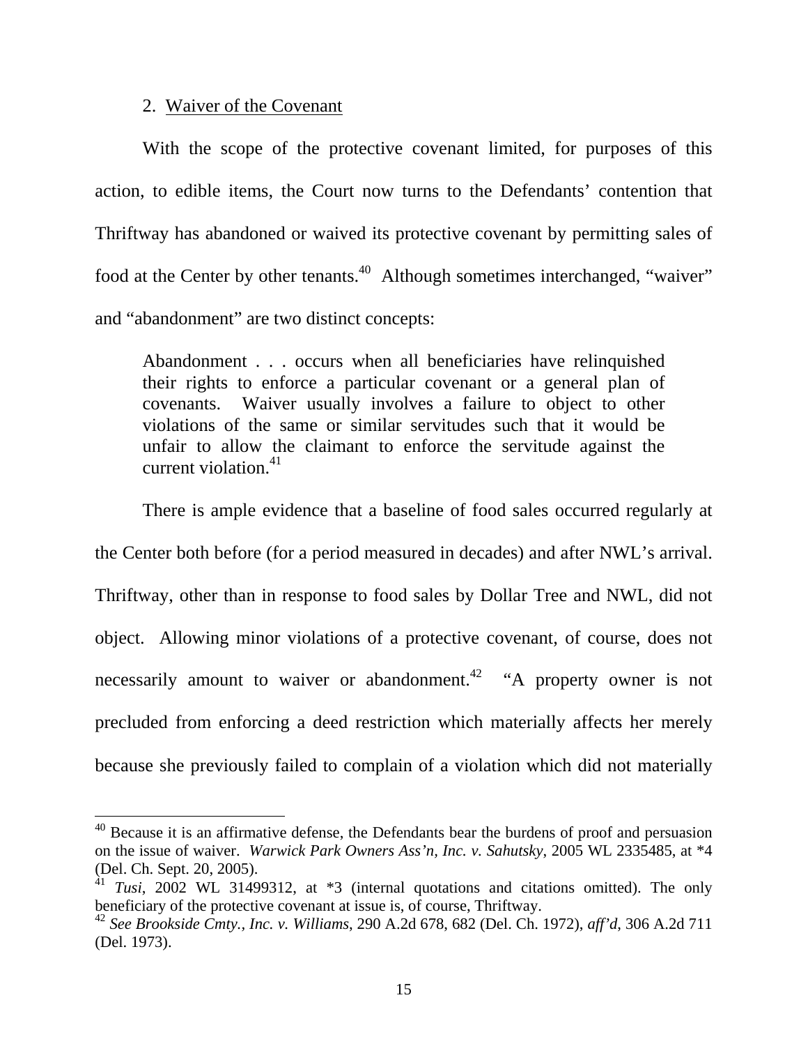2. Waiver of the Covenant

With the scope of the protective covenant limited, for purposes of this action, to edible items, the Court now turns to the Defendants' contention that Thriftway has abandoned or waived its protective covenant by permitting sales of food at the Center by other tenants.[40] Although sometimes interchanged, "waiver" and "abandonment" are two distinct concepts:

> Abandonment . . . occurs when all beneficiaries have relinquished their rights to enforce a particular covenant or a general plan of covenants. Waiver usually involves a failure to object to other violations of the same or similar servitudes such that it would be unfair to allow the claimant to enforce the servitude against the current violation.[41]

There is ample evidence that a baseline of food sales occurred regularly at the Center both before (for a period measured in decades) and after NWL's arrival. Thriftway, other than in response to food sales by Dollar Tree and NWL, did not object. Allowing minor violations of a protective covenant, of course, does not necessarily amount to waiver or abandonment.[42] "A property owner is not precluded from enforcing a deed restriction which materially affects her merely because she previously failed to complain of a violation which did not materially

---

[40] Because it is an affirmative defense, the Defendants bear the burdens of proof and persuasion on the issue of waiver. *Warwick Park Owners Ass'n, Inc. v. Sahutsky*, 2005 WL 2335485, at *4 (Del. Ch. Sept. 20, 2005).

[41] *Tusi*, 2002 WL 31499312, at *3 (internal quotations and citations omitted). The only beneficiary of the protective covenant at issue is, of course, Thriftway.

[42] *See Brookside Cmty., Inc. v. Williams*, 290 A.2d 678, 682 (Del. Ch. 1972), *aff'd*, 306 A.2d 711 (Del. 1973).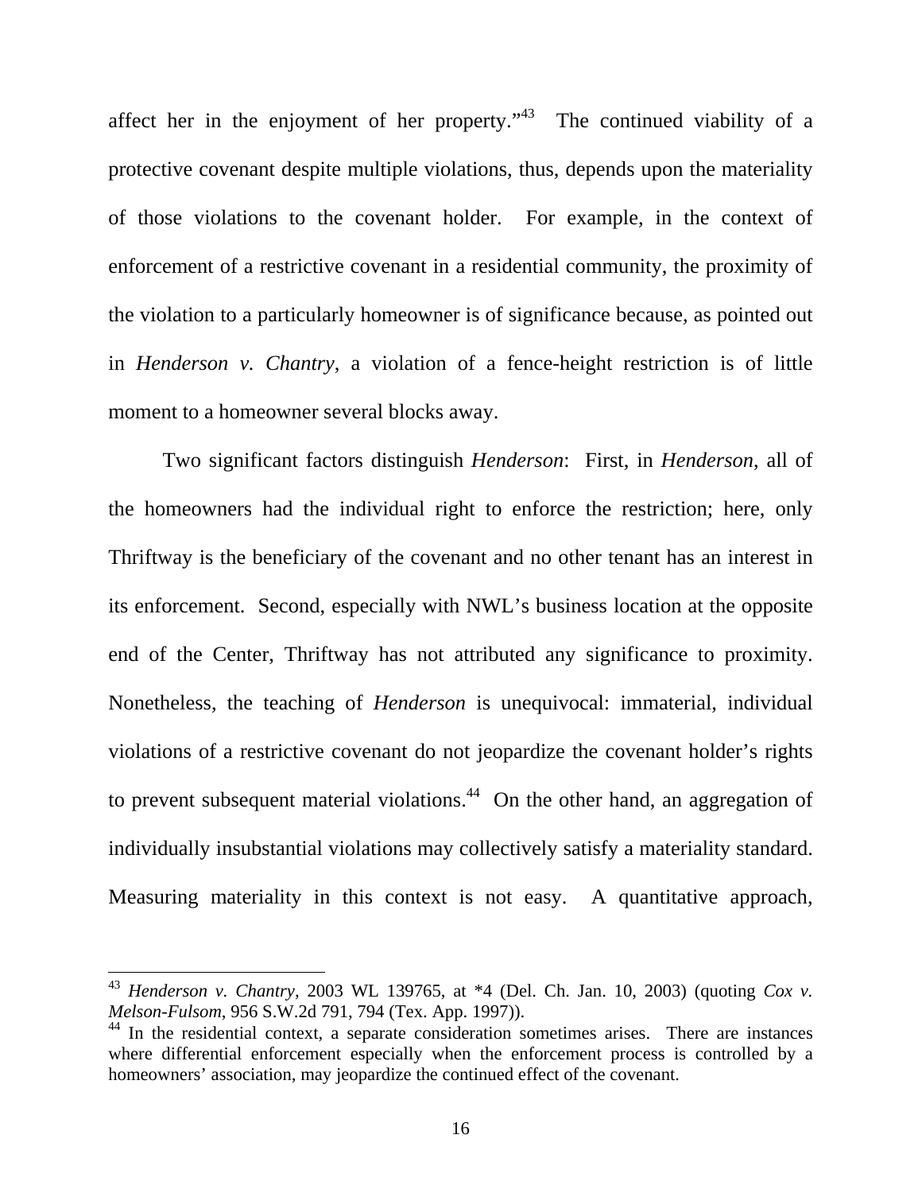affect her in the enjoyment of her property."[43] The continued viability of a protective covenant despite multiple violations, thus, depends upon the materiality of those violations to the covenant holder. For example, in the context of enforcement of a restrictive covenant in a residential community, the proximity of the violation to a particularly homeowner is of significance because, as pointed out in *Henderson v. Chantry*, a violation of a fence-height restriction is of little moment to a homeowner several blocks away.

Two significant factors distinguish *Henderson*: First, in *Henderson*, all of the homeowners had the individual right to enforce the restriction; here, only Thriftway is the beneficiary of the covenant and no other tenant has an interest in its enforcement. Second, especially with NWL's business location at the opposite end of the Center, Thriftway has not attributed any significance to proximity. Nonetheless, the teaching of *Henderson* is unequivocal: immaterial, individual violations of a restrictive covenant do not jeopardize the covenant holder's rights to prevent subsequent material violations.[44] On the other hand, an aggregation of individually insubstantial violations may collectively satisfy a materiality standard. Measuring materiality in this context is not easy. A quantitative approach,

---

[43] *Henderson v. Chantry*, 2003 WL 139765, at *4 (Del. Ch. Jan. 10, 2003) (quoting *Cox v. Melson-Fulsom*, 956 S.W.2d 791, 794 (Tex. App. 1997)).

[44] In the residential context, a separate consideration sometimes arises. There are instances where differential enforcement especially when the enforcement process is controlled by a homeowners' association, may jeopardize the continued effect of the covenant.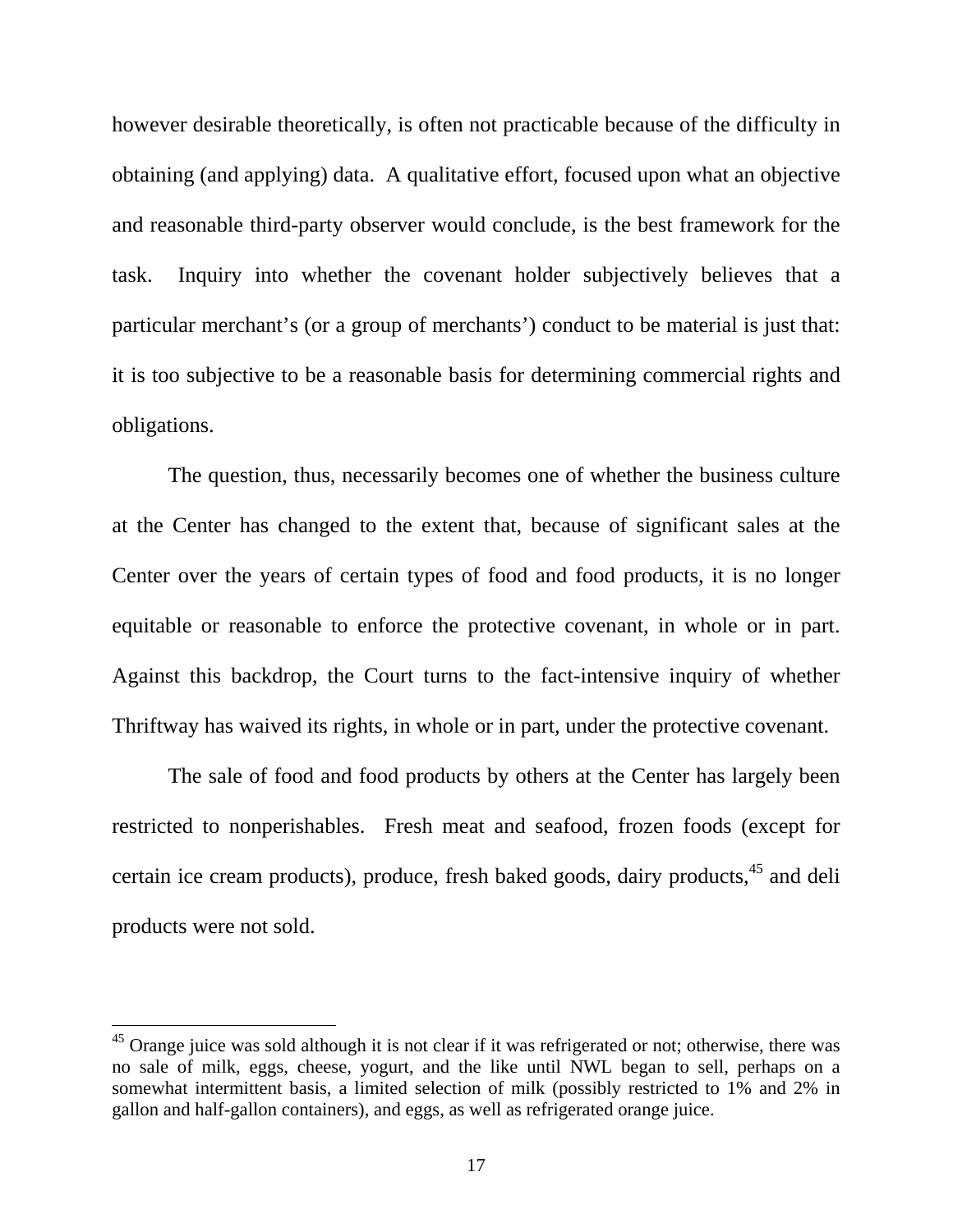however desirable theoretically, is often not practicable because of the difficulty in obtaining (and applying) data. A qualitative effort, focused upon what an objective and reasonable third-party observer would conclude, is the best framework for the task. Inquiry into whether the covenant holder subjectively believes that a particular merchant's (or a group of merchants') conduct to be material is just that: it is too subjective to be a reasonable basis for determining commercial rights and obligations.

The question, thus, necessarily becomes one of whether the business culture at the Center has changed to the extent that, because of significant sales at the Center over the years of certain types of food and food products, it is no longer equitable or reasonable to enforce the protective covenant, in whole or in part. Against this backdrop, the Court turns to the fact-intensive inquiry of whether Thriftway has waived its rights, in whole or in part, under the protective covenant.

The sale of food and food products by others at the Center has largely been restricted to nonperishables. Fresh meat and seafood, frozen foods (except for certain ice cream products), produce, fresh baked goods, dairy products,[45] and deli products were not sold.

[45] Orange juice was sold although it is not clear if it was refrigerated or not; otherwise, there was no sale of milk, eggs, cheese, yogurt, and the like until NWL began to sell, perhaps on a somewhat intermittent basis, a limited selection of milk (possibly restricted to 1% and 2% in gallon and half-gallon containers), and eggs, as well as refrigerated orange juice.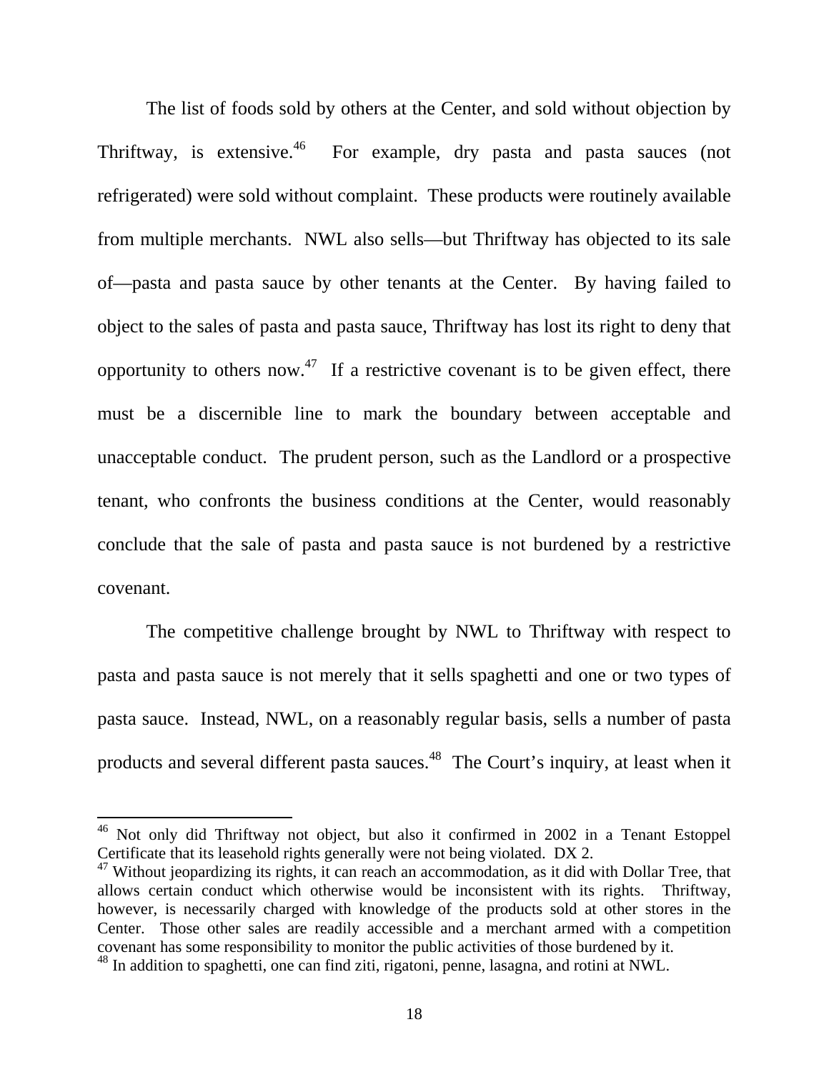The list of foods sold by others at the Center, and sold without objection by Thriftway, is extensive.[46] For example, dry pasta and pasta sauces (not refrigerated) were sold without complaint. These products were routinely available from multiple merchants. NWL also sells—but Thriftway has objected to its sale of—pasta and pasta sauce by other tenants at the Center. By having failed to object to the sales of pasta and pasta sauce, Thriftway has lost its right to deny that opportunity to others now.[47] If a restrictive covenant is to be given effect, there must be a discernible line to mark the boundary between acceptable and unacceptable conduct. The prudent person, such as the Landlord or a prospective tenant, who confronts the business conditions at the Center, would reasonably conclude that the sale of pasta and pasta sauce is not burdened by a restrictive covenant.

The competitive challenge brought by NWL to Thriftway with respect to pasta and pasta sauce is not merely that it sells spaghetti and one or two types of pasta sauce. Instead, NWL, on a reasonably regular basis, sells a number of pasta products and several different pasta sauces.[48] The Court's inquiry, at least when it

---

[46] Not only did Thriftway not object, but also it confirmed in 2002 in a Tenant Estoppel Certificate that its leasehold rights generally were not being violated. DX 2.

[47] Without jeopardizing its rights, it can reach an accommodation, as it did with Dollar Tree, that allows certain conduct which otherwise would be inconsistent with its rights. Thriftway, however, is necessarily charged with knowledge of the products sold at other stores in the Center. Those other sales are readily accessible and a merchant armed with a competition covenant has some responsibility to monitor the public activities of those burdened by it.

[48] In addition to spaghetti, one can find ziti, rigatoni, penne, lasagna, and rotini at NWL.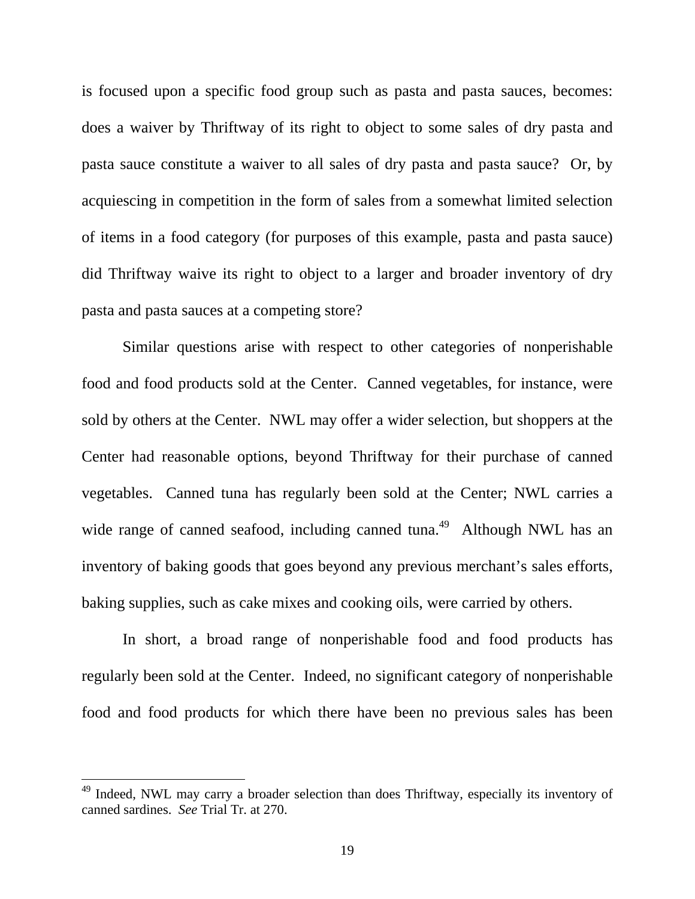is focused upon a specific food group such as pasta and pasta sauces, becomes: does a waiver by Thriftway of its right to object to some sales of dry pasta and pasta sauce constitute a waiver to all sales of dry pasta and pasta sauce? Or, by acquiescing in competition in the form of sales from a somewhat limited selection of items in a food category (for purposes of this example, pasta and pasta sauce) did Thriftway waive its right to object to a larger and broader inventory of dry pasta and pasta sauces at a competing store?

Similar questions arise with respect to other categories of nonperishable food and food products sold at the Center. Canned vegetables, for instance, were sold by others at the Center. NWL may offer a wider selection, but shoppers at the Center had reasonable options, beyond Thriftway for their purchase of canned vegetables. Canned tuna has regularly been sold at the Center; NWL carries a wide range of canned seafood, including canned tuna.[49] Although NWL has an inventory of baking goods that goes beyond any previous merchant's sales efforts, baking supplies, such as cake mixes and cooking oils, were carried by others.

In short, a broad range of nonperishable food and food products has regularly been sold at the Center. Indeed, no significant category of nonperishable food and food products for which there have been no previous sales has been

---

[49] Indeed, NWL may carry a broader selection than does Thriftway, especially its inventory of canned sardines. *See* Trial Tr. at 270.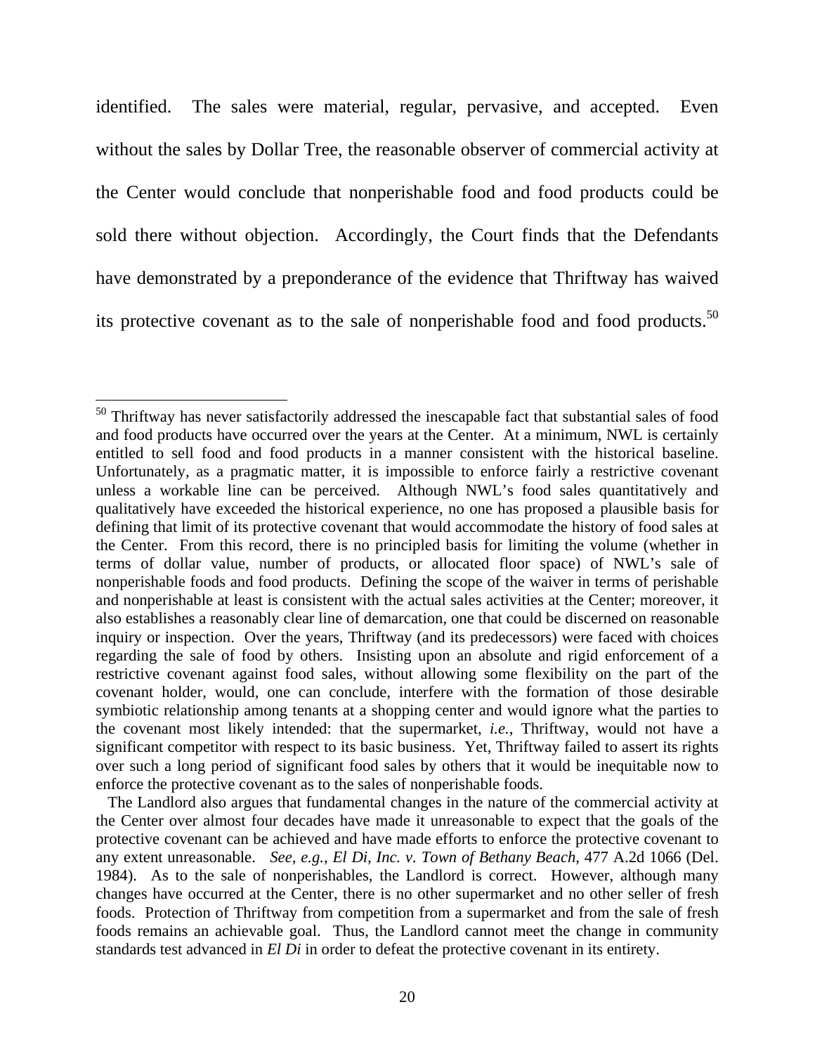identified. The sales were material, regular, pervasive, and accepted. Even without the sales by Dollar Tree, the reasonable observer of commercial activity at the Center would conclude that nonperishable food and food products could be sold there without objection. Accordingly, the Court finds that the Defendants have demonstrated by a preponderance of the evidence that Thriftway has waived its protective covenant as to the sale of nonperishable food and food products.[50]

---

[50] Thriftway has never satisfactorily addressed the inescapable fact that substantial sales of food and food products have occurred over the years at the Center. At a minimum, NWL is certainly entitled to sell food and food products in a manner consistent with the historical baseline. Unfortunately, as a pragmatic matter, it is impossible to enforce fairly a restrictive covenant unless a workable line can be perceived. Although NWL's food sales quantitatively and qualitatively have exceeded the historical experience, no one has proposed a plausible basis for defining that limit of its protective covenant that would accommodate the history of food sales at the Center. From this record, there is no principled basis for limiting the volume (whether in terms of dollar value, number of products, or allocated floor space) of NWL's sale of nonperishable foods and food products. Defining the scope of the waiver in terms of perishable and nonperishable at least is consistent with the actual sales activities at the Center; moreover, it also establishes a reasonably clear line of demarcation, one that could be discerned on reasonable inquiry or inspection. Over the years, Thriftway (and its predecessors) were faced with choices regarding the sale of food by others. Insisting upon an absolute and rigid enforcement of a restrictive covenant against food sales, without allowing some flexibility on the part of the covenant holder, would, one can conclude, interfere with the formation of those desirable symbiotic relationship among tenants at a shopping center and would ignore what the parties to the covenant most likely intended: that the supermarket, *i.e.*, Thriftway, would not have a significant competitor with respect to its basic business. Yet, Thriftway failed to assert its rights over such a long period of significant food sales by others that it would be inequitable now to enforce the protective covenant as to the sales of nonperishable foods.

The Landlord also argues that fundamental changes in the nature of the commercial activity at the Center over almost four decades have made it unreasonable to expect that the goals of the protective covenant can be achieved and have made efforts to enforce the protective covenant to any extent unreasonable. *See, e.g.*, *El Di, Inc. v. Town of Bethany Beach*, 477 A.2d 1066 (Del. 1984). As to the sale of nonperishables, the Landlord is correct. However, although many changes have occurred at the Center, there is no other supermarket and no other seller of fresh foods. Protection of Thriftway from competition from a supermarket and from the sale of fresh foods remains an achievable goal. Thus, the Landlord cannot meet the change in community standards test advanced in *El Di* in order to defeat the protective covenant in its entirety.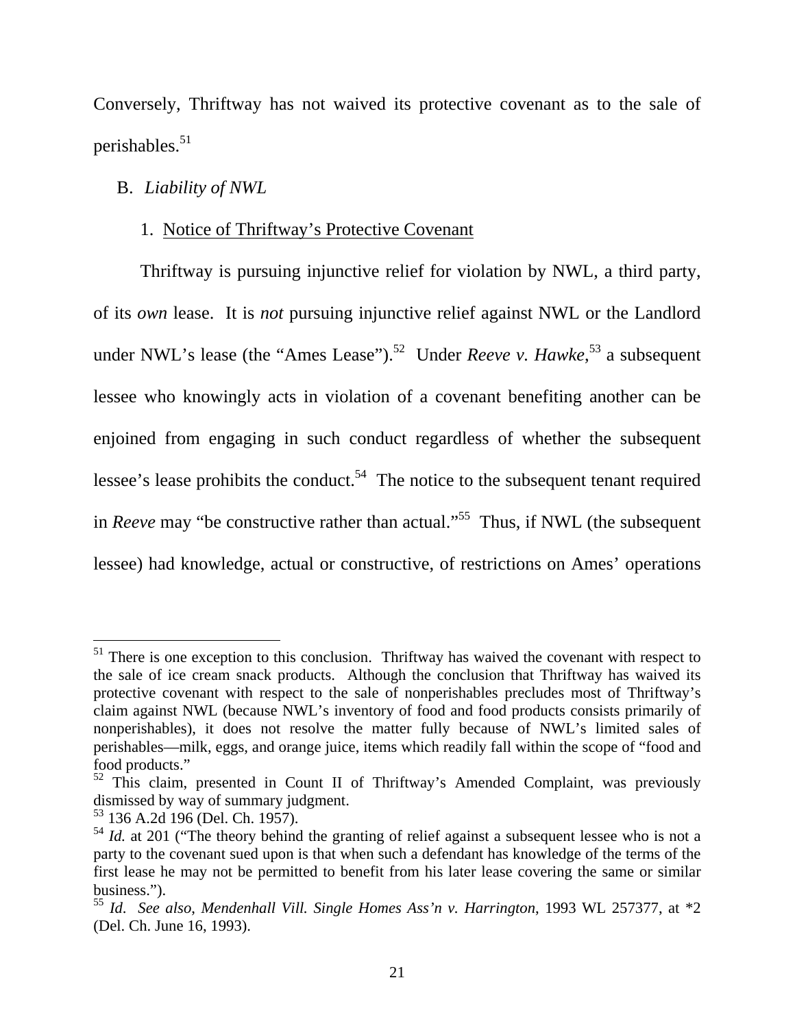Conversely, Thriftway has not waived its protective covenant as to the sale of perishables.[51]

B. *Liability of NWL*

1. Notice of Thriftway's Protective Covenant

Thriftway is pursuing injunctive relief for violation by NWL, a third party, of its *own* lease. It is *not* pursuing injunctive relief against NWL or the Landlord under NWL's lease (the "Ames Lease").[52] Under *Reeve v. Hawke*,[53] a subsequent lessee who knowingly acts in violation of a covenant benefiting another can be enjoined from engaging in such conduct regardless of whether the subsequent lessee's lease prohibits the conduct.[54] The notice to the subsequent tenant required in *Reeve* may "be constructive rather than actual."[55] Thus, if NWL (the subsequent lessee) had knowledge, actual or constructive, of restrictions on Ames' operations

---

[51] There is one exception to this conclusion. Thriftway has waived the covenant with respect to the sale of ice cream snack products. Although the conclusion that Thriftway has waived its protective covenant with respect to the sale of nonperishables precludes most of Thriftway's claim against NWL (because NWL's inventory of food and food products consists primarily of nonperishables), it does not resolve the matter fully because of NWL's limited sales of perishables—milk, eggs, and orange juice, items which readily fall within the scope of "food and food products."

[52] This claim, presented in Count II of Thriftway's Amended Complaint, was previously dismissed by way of summary judgment.

[53] 136 A.2d 196 (Del. Ch. 1957).

[54] *Id.* at 201 ("The theory behind the granting of relief against a subsequent lessee who is not a party to the covenant sued upon is that when such a defendant has knowledge of the terms of the first lease he may not be permitted to benefit from his later lease covering the same or similar business.").

[55] *Id. See also*, *Mendenhall Vill. Single Homes Ass'n v. Harrington*, 1993 WL 257377, at *2 (Del. Ch. June 16, 1993).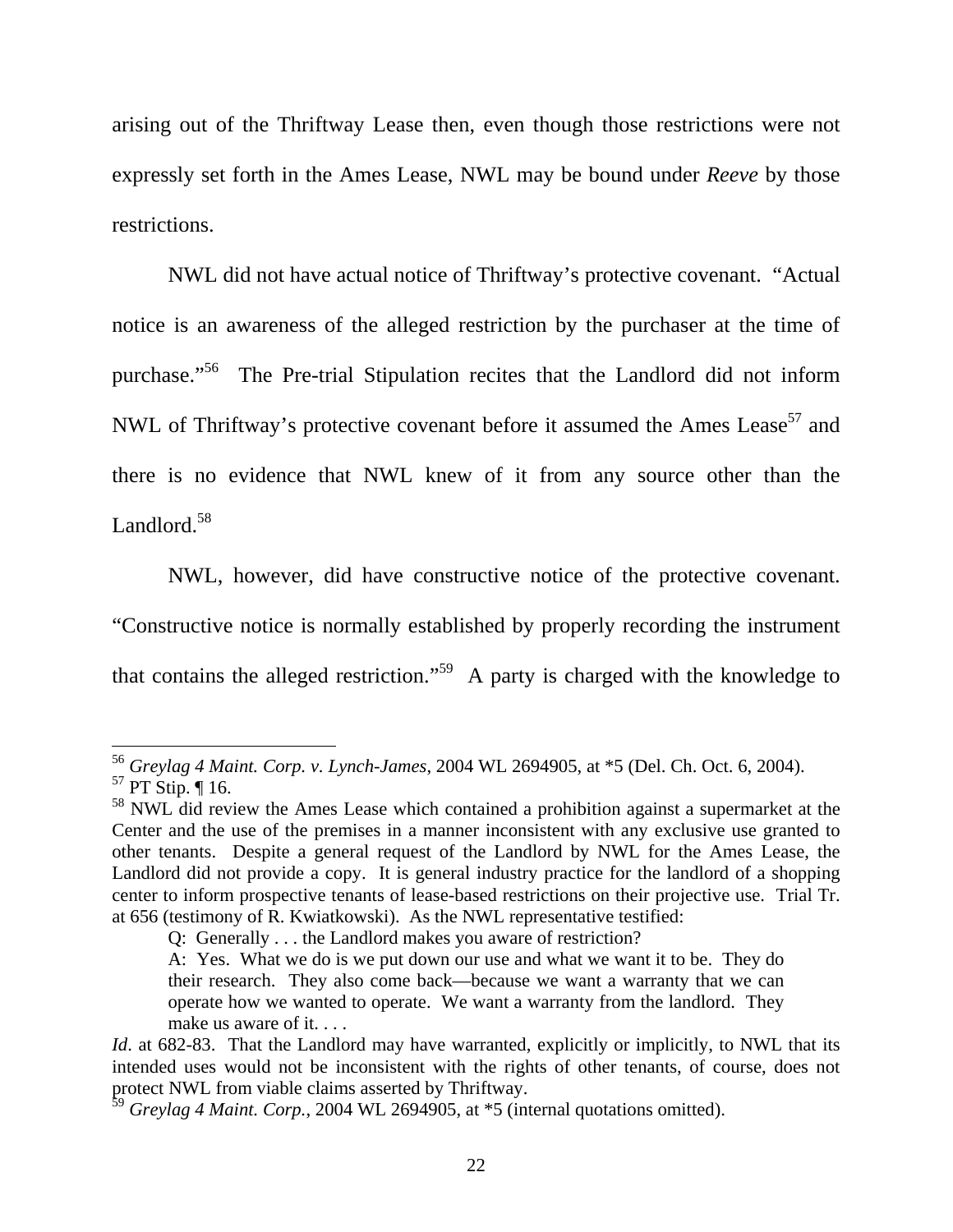arising out of the Thriftway Lease then, even though those restrictions were not expressly set forth in the Ames Lease, NWL may be bound under *Reeve* by those restrictions.

NWL did not have actual notice of Thriftway's protective covenant. "Actual notice is an awareness of the alleged restriction by the purchaser at the time of purchase."[56] The Pre-trial Stipulation recites that the Landlord did not inform NWL of Thriftway's protective covenant before it assumed the Ames Lease[57] and there is no evidence that NWL knew of it from any source other than the Landlord.[58]

NWL, however, did have constructive notice of the protective covenant. "Constructive notice is normally established by properly recording the instrument that contains the alleged restriction."[59] A party is charged with the knowledge to

---

[56] *Greylag 4 Maint. Corp. v. Lynch-James*, 2004 WL 2694905, at *5 (Del. Ch. Oct. 6, 2004).

[57] PT Stip. ¶ 16.

[58] NWL did review the Ames Lease which contained a prohibition against a supermarket at the Center and the use of the premises in a manner inconsistent with any exclusive use granted to other tenants. Despite a general request of the Landlord by NWL for the Ames Lease, the Landlord did not provide a copy. It is general industry practice for the landlord of a shopping center to inform prospective tenants of lease-based restrictions on their projective use. Trial Tr. at 656 (testimony of R. Kwiatkowski). As the NWL representative testified:

> Q: Generally . . . the Landlord makes you aware of restriction?
>
> A: Yes. What we do is we put down our use and what we want it to be. They do their research. They also come back—because we want a warranty that we can operate how we wanted to operate. We want a warranty from the landlord. They make us aware of it. . . .

*Id*. at 682-83. That the Landlord may have warranted, explicitly or implicitly, to NWL that its intended uses would not be inconsistent with the rights of other tenants, of course, does not protect NWL from viable claims asserted by Thriftway.

[59] *Greylag 4 Maint. Corp.*, 2004 WL 2694905, at *5 (internal quotations omitted).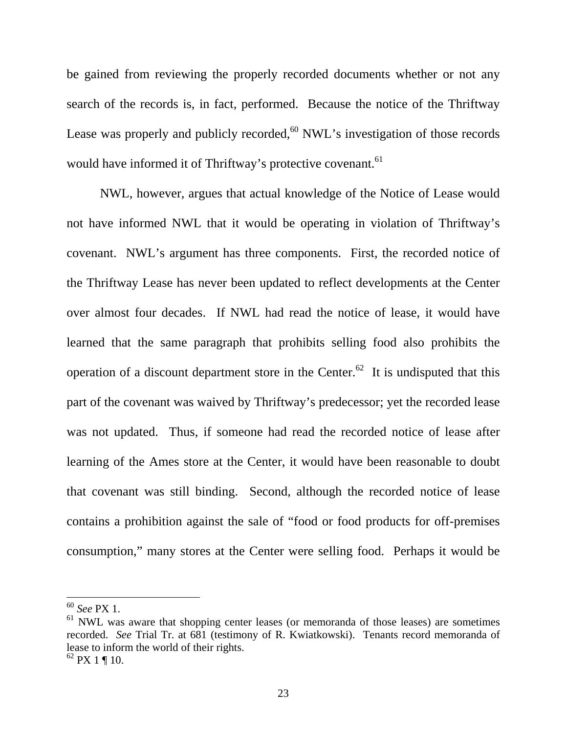be gained from reviewing the properly recorded documents whether or not any search of the records is, in fact, performed. Because the notice of the Thriftway Lease was properly and publicly recorded,[60] NWL's investigation of those records would have informed it of Thriftway's protective covenant.[61]

NWL, however, argues that actual knowledge of the Notice of Lease would not have informed NWL that it would be operating in violation of Thriftway's covenant. NWL's argument has three components. First, the recorded notice of the Thriftway Lease has never been updated to reflect developments at the Center over almost four decades. If NWL had read the notice of lease, it would have learned that the same paragraph that prohibits selling food also prohibits the operation of a discount department store in the Center.[62] It is undisputed that this part of the covenant was waived by Thriftway's predecessor; yet the recorded lease was not updated. Thus, if someone had read the recorded notice of lease after learning of the Ames store at the Center, it would have been reasonable to doubt that covenant was still binding. Second, although the recorded notice of lease contains a prohibition against the sale of "food or food products for off-premises consumption," many stores at the Center were selling food. Perhaps it would be

---

[60] *See* PX 1.

[61] NWL was aware that shopping center leases (or memoranda of those leases) are sometimes recorded. *See* Trial Tr. at 681 (testimony of R. Kwiatkowski). Tenants record memoranda of lease to inform the world of their rights.

[62] PX 1 ¶ 10.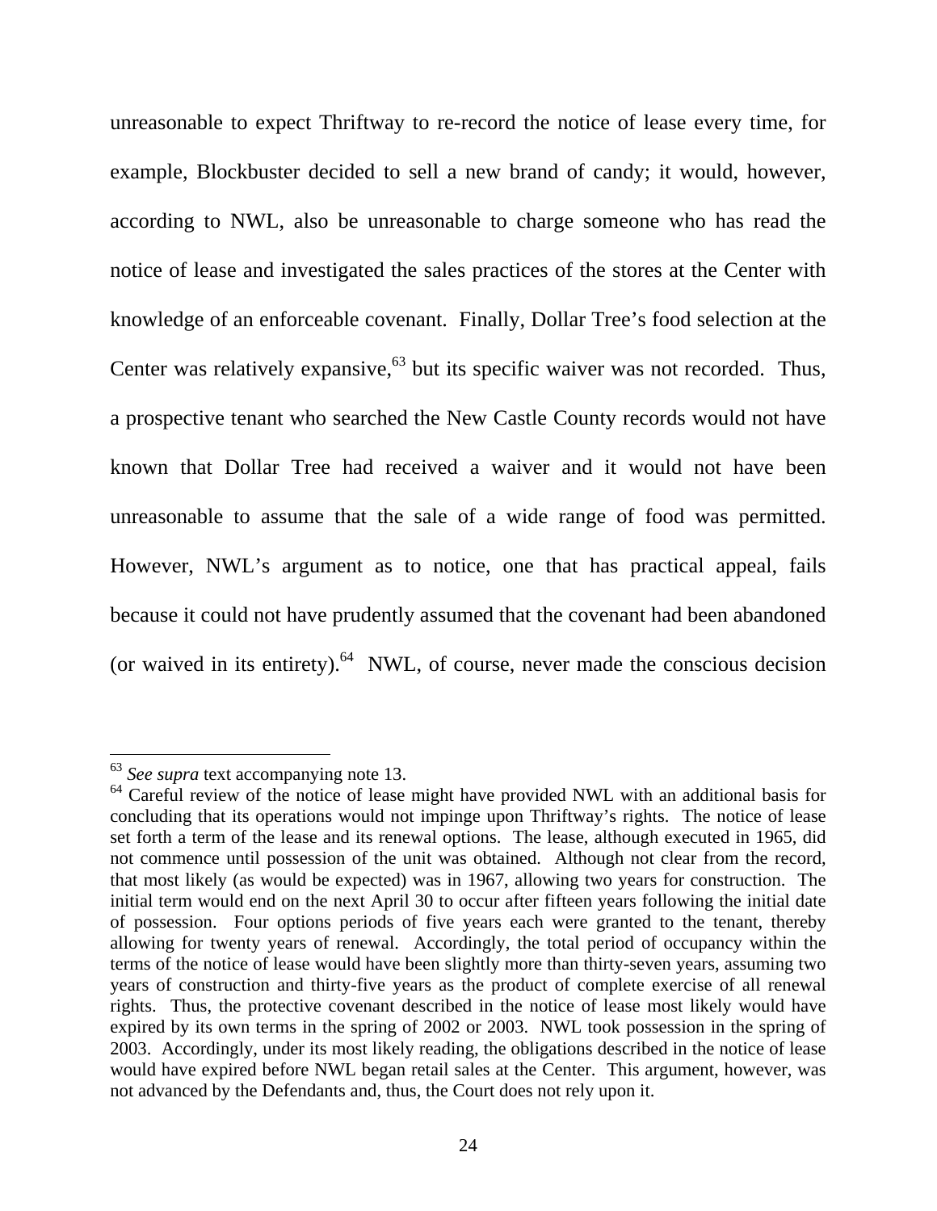unreasonable to expect Thriftway to re-record the notice of lease every time, for example, Blockbuster decided to sell a new brand of candy; it would, however, according to NWL, also be unreasonable to charge someone who has read the notice of lease and investigated the sales practices of the stores at the Center with knowledge of an enforceable covenant. Finally, Dollar Tree's food selection at the Center was relatively expansive,[63] but its specific waiver was not recorded. Thus, a prospective tenant who searched the New Castle County records would not have known that Dollar Tree had received a waiver and it would not have been unreasonable to assume that the sale of a wide range of food was permitted. However, NWL's argument as to notice, one that has practical appeal, fails because it could not have prudently assumed that the covenant had been abandoned (or waived in its entirety).[64] NWL, of course, never made the conscious decision

---

[63] *See supra* text accompanying note 13.

[64] Careful review of the notice of lease might have provided NWL with an additional basis for concluding that its operations would not impinge upon Thriftway's rights. The notice of lease set forth a term of the lease and its renewal options. The lease, although executed in 1965, did not commence until possession of the unit was obtained. Although not clear from the record, that most likely (as would be expected) was in 1967, allowing two years for construction. The initial term would end on the next April 30 to occur after fifteen years following the initial date of possession. Four options periods of five years each were granted to the tenant, thereby allowing for twenty years of renewal. Accordingly, the total period of occupancy within the terms of the notice of lease would have been slightly more than thirty-seven years, assuming two years of construction and thirty-five years as the product of complete exercise of all renewal rights. Thus, the protective covenant described in the notice of lease most likely would have expired by its own terms in the spring of 2002 or 2003. NWL took possession in the spring of 2003. Accordingly, under its most likely reading, the obligations described in the notice of lease would have expired before NWL began retail sales at the Center. This argument, however, was not advanced by the Defendants and, thus, the Court does not rely upon it.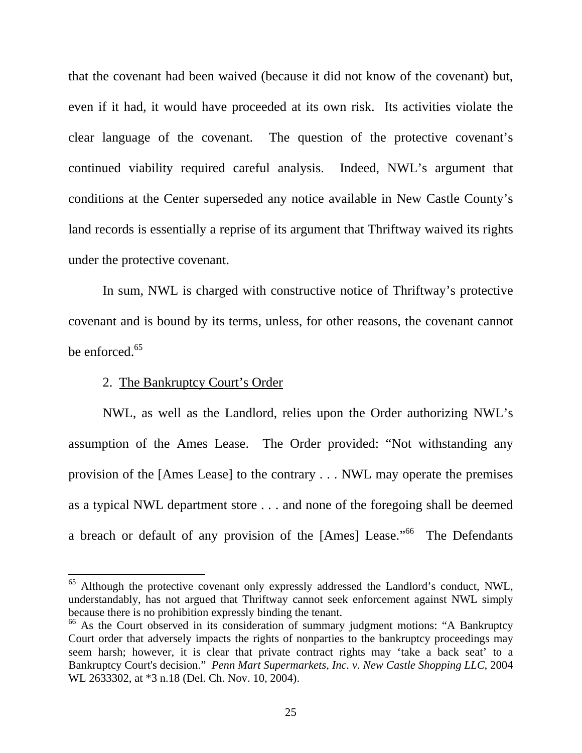that the covenant had been waived (because it did not know of the covenant) but, even if it had, it would have proceeded at its own risk. Its activities violate the clear language of the covenant. The question of the protective covenant's continued viability required careful analysis. Indeed, NWL's argument that conditions at the Center superseded any notice available in New Castle County's land records is essentially a reprise of its argument that Thriftway waived its rights under the protective covenant.

In sum, NWL is charged with constructive notice of Thriftway's protective covenant and is bound by its terms, unless, for other reasons, the covenant cannot be enforced.[65]

2. <u>The Bankruptcy Court's Order</u>

NWL, as well as the Landlord, relies upon the Order authorizing NWL's assumption of the Ames Lease. The Order provided: "Not withstanding any provision of the [Ames Lease] to the contrary . . . NWL may operate the premises as a typical NWL department store . . . and none of the foregoing shall be deemed a breach or default of any provision of the [Ames] Lease."[66] The Defendants

---

[65] Although the protective covenant only expressly addressed the Landlord's conduct, NWL, understandably, has not argued that Thriftway cannot seek enforcement against NWL simply because there is no prohibition expressly binding the tenant.

[66] As the Court observed in its consideration of summary judgment motions: "A Bankruptcy Court order that adversely impacts the rights of nonparties to the bankruptcy proceedings may seem harsh; however, it is clear that private contract rights may 'take a back seat' to a Bankruptcy Court's decision." *Penn Mart Supermarkets, Inc. v. New Castle Shopping LLC*, 2004 WL 2633302, at *3 n.18 (Del. Ch. Nov. 10, 2004).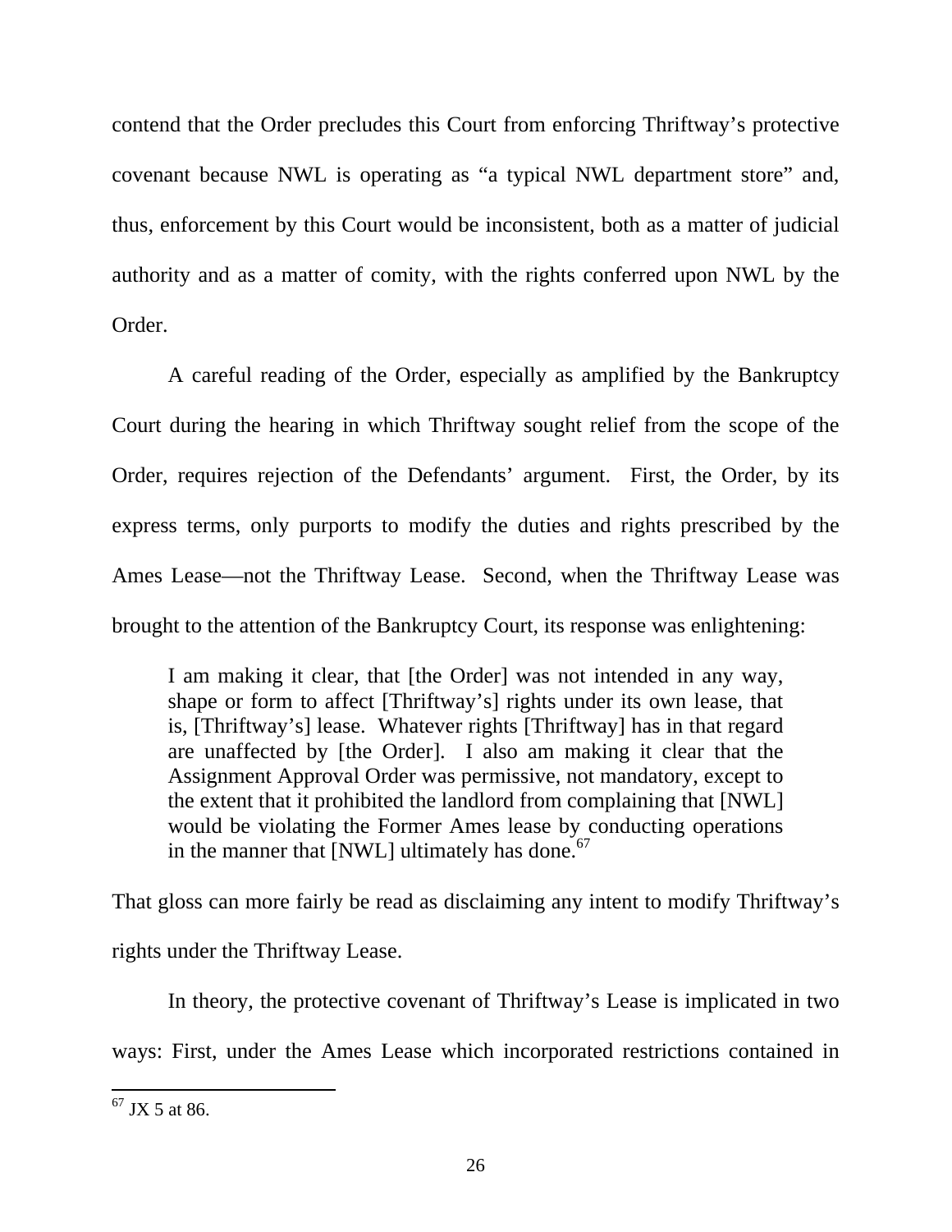contend that the Order precludes this Court from enforcing Thriftway's protective covenant because NWL is operating as "a typical NWL department store" and, thus, enforcement by this Court would be inconsistent, both as a matter of judicial authority and as a matter of comity, with the rights conferred upon NWL by the Order.

A careful reading of the Order, especially as amplified by the Bankruptcy Court during the hearing in which Thriftway sought relief from the scope of the Order, requires rejection of the Defendants' argument. First, the Order, by its express terms, only purports to modify the duties and rights prescribed by the Ames Lease—not the Thriftway Lease. Second, when the Thriftway Lease was brought to the attention of the Bankruptcy Court, its response was enlightening:

> I am making it clear, that [the Order] was not intended in any way, shape or form to affect [Thriftway's] rights under its own lease, that is, [Thriftway's] lease. Whatever rights [Thriftway] has in that regard are unaffected by [the Order]. I also am making it clear that the Assignment Approval Order was permissive, not mandatory, except to the extent that it prohibited the landlord from complaining that [NWL] would be violating the Former Ames lease by conducting operations in the manner that [NWL] ultimately has done.[67]

That gloss can more fairly be read as disclaiming any intent to modify Thriftway's rights under the Thriftway Lease.

In theory, the protective covenant of Thriftway's Lease is implicated in two ways: First, under the Ames Lease which incorporated restrictions contained in

[67] JX 5 at 86.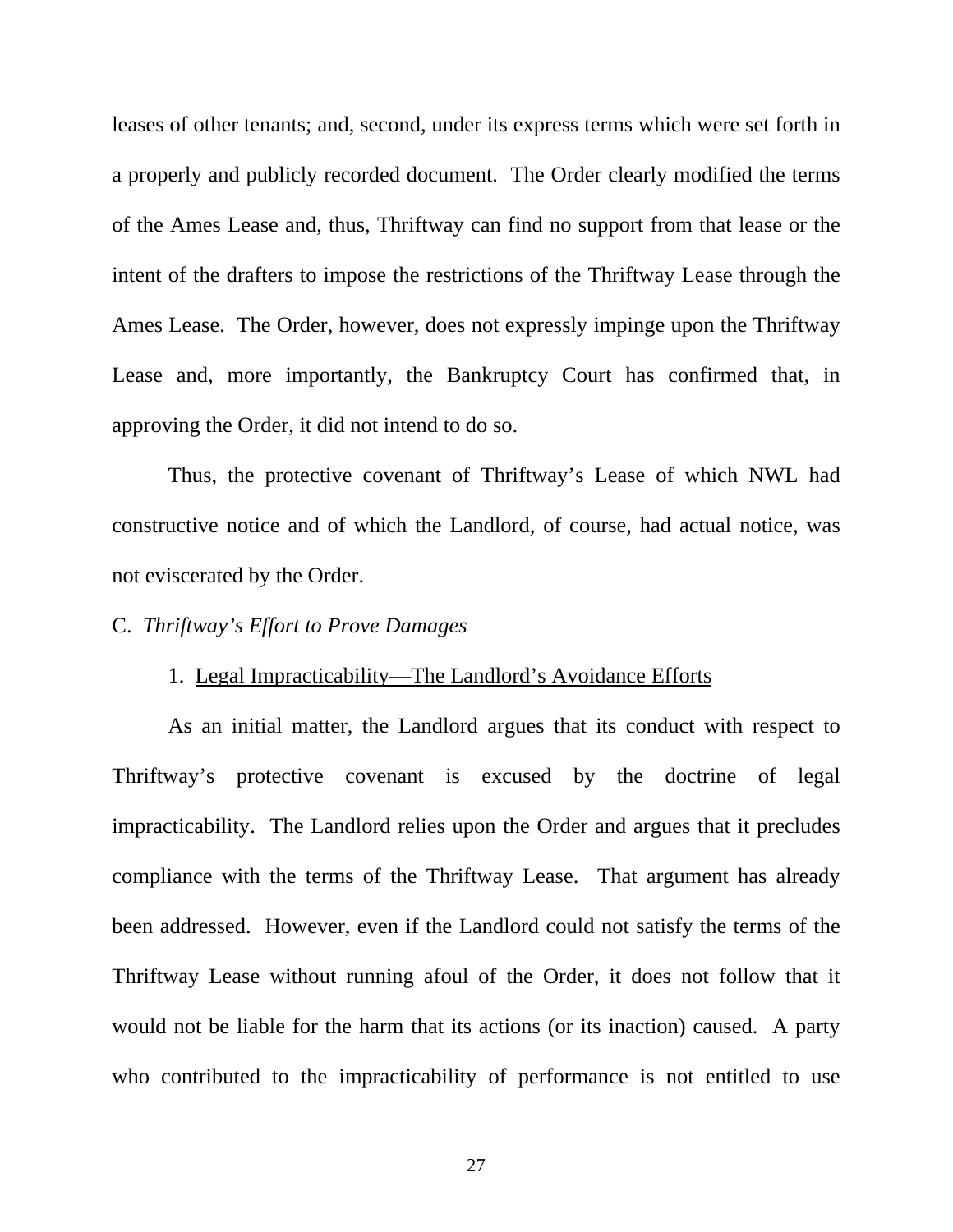leases of other tenants; and, second, under its express terms which were set forth in a properly and publicly recorded document. The Order clearly modified the terms of the Ames Lease and, thus, Thriftway can find no support from that lease or the intent of the drafters to impose the restrictions of the Thriftway Lease through the Ames Lease. The Order, however, does not expressly impinge upon the Thriftway Lease and, more importantly, the Bankruptcy Court has confirmed that, in approving the Order, it did not intend to do so.

Thus, the protective covenant of Thriftway's Lease of which NWL had constructive notice and of which the Landlord, of course, had actual notice, was not eviscerated by the Order.

C. *Thriftway's Effort to Prove Damages*

1. Legal Impracticability—The Landlord's Avoidance Efforts

As an initial matter, the Landlord argues that its conduct with respect to Thriftway's protective covenant is excused by the doctrine of legal impracticability. The Landlord relies upon the Order and argues that it precludes compliance with the terms of the Thriftway Lease. That argument has already been addressed. However, even if the Landlord could not satisfy the terms of the Thriftway Lease without running afoul of the Order, it does not follow that it would not be liable for the harm that its actions (or its inaction) caused. A party who contributed to the impracticability of performance is not entitled to use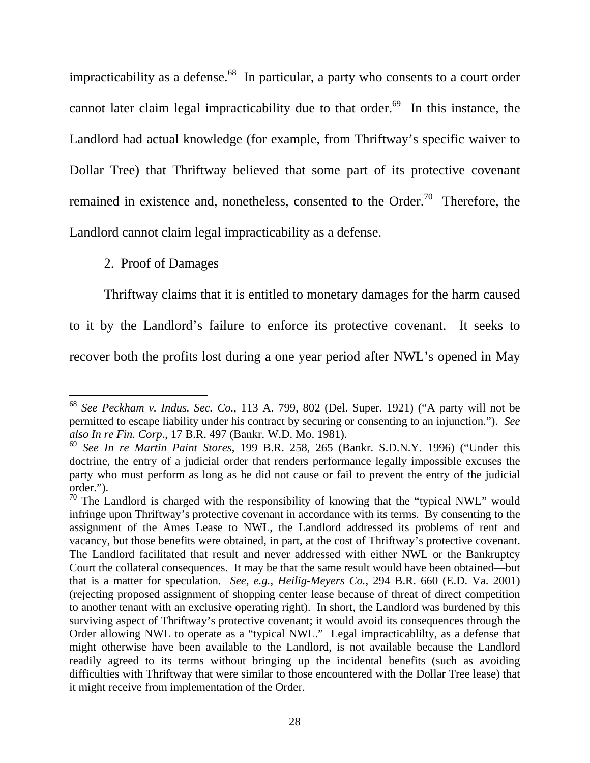impracticability as a defense.[68] In particular, a party who consents to a court order cannot later claim legal impracticability due to that order.[69] In this instance, the Landlord had actual knowledge (for example, from Thriftway's specific waiver to Dollar Tree) that Thriftway believed that some part of its protective covenant remained in existence and, nonetheless, consented to the Order.[70] Therefore, the Landlord cannot claim legal impracticability as a defense.

2. Proof of Damages

Thriftway claims that it is entitled to monetary damages for the harm caused to it by the Landlord's failure to enforce its protective covenant. It seeks to recover both the profits lost during a one year period after NWL's opened in May

---

[68] *See Peckham v. Indus. Sec. Co.*, 113 A. 799, 802 (Del. Super. 1921) ("A party will not be permitted to escape liability under his contract by securing or consenting to an injunction."). *See also In re Fin. Corp*., 17 B.R. 497 (Bankr. W.D. Mo. 1981).

[69] *See In re Martin Paint Stores*, 199 B.R. 258, 265 (Bankr. S.D.N.Y. 1996) ("Under this doctrine, the entry of a judicial order that renders performance legally impossible excuses the party who must perform as long as he did not cause or fail to prevent the entry of the judicial order.").

[70] The Landlord is charged with the responsibility of knowing that the "typical NWL" would infringe upon Thriftway's protective covenant in accordance with its terms. By consenting to the assignment of the Ames Lease to NWL, the Landlord addressed its problems of rent and vacancy, but those benefits were obtained, in part, at the cost of Thriftway's protective covenant. The Landlord facilitated that result and never addressed with either NWL or the Bankruptcy Court the collateral consequences. It may be that the same result would have been obtained—but that is a matter for speculation. *See, e.g.*, *Heilig-Meyers Co.*, 294 B.R. 660 (E.D. Va. 2001) (rejecting proposed assignment of shopping center lease because of threat of direct competition to another tenant with an exclusive operating right). In short, the Landlord was burdened by this surviving aspect of Thriftway's protective covenant; it would avoid its consequences through the Order allowing NWL to operate as a "typical NWL." Legal impracticablilty, as a defense that might otherwise have been available to the Landlord, is not available because the Landlord readily agreed to its terms without bringing up the incidental benefits (such as avoiding difficulties with Thriftway that were similar to those encountered with the Dollar Tree lease) that it might receive from implementation of the Order.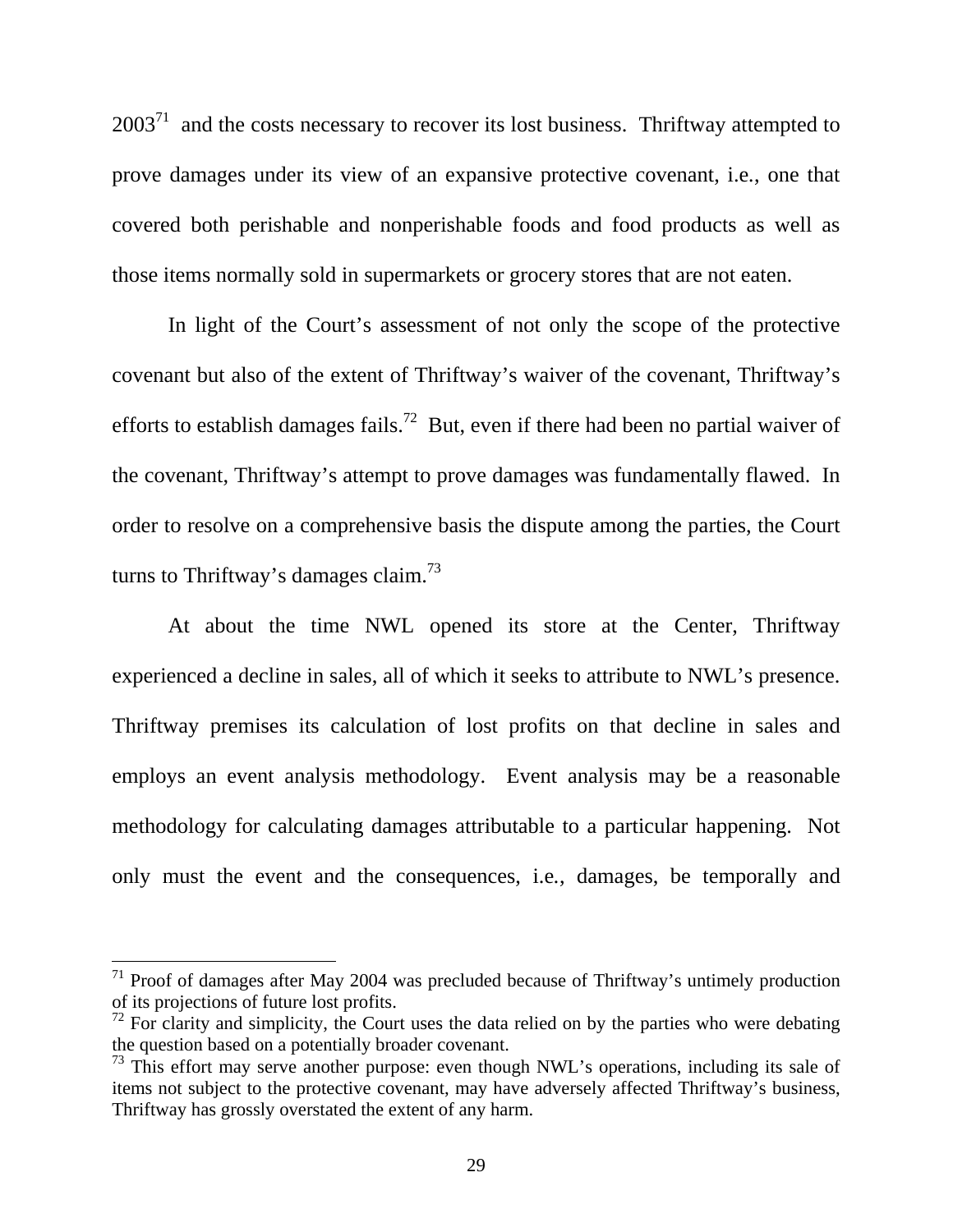2003[71] and the costs necessary to recover its lost business. Thriftway attempted to prove damages under its view of an expansive protective covenant, i.e., one that covered both perishable and nonperishable foods and food products as well as those items normally sold in supermarkets or grocery stores that are not eaten.

In light of the Court's assessment of not only the scope of the protective covenant but also of the extent of Thriftway's waiver of the covenant, Thriftway's efforts to establish damages fails.[72] But, even if there had been no partial waiver of the covenant, Thriftway's attempt to prove damages was fundamentally flawed. In order to resolve on a comprehensive basis the dispute among the parties, the Court turns to Thriftway's damages claim.[73]

At about the time NWL opened its store at the Center, Thriftway experienced a decline in sales, all of which it seeks to attribute to NWL's presence. Thriftway premises its calculation of lost profits on that decline in sales and employs an event analysis methodology. Event analysis may be a reasonable methodology for calculating damages attributable to a particular happening. Not only must the event and the consequences, i.e., damages, be temporally and

---

[71] Proof of damages after May 2004 was precluded because of Thriftway's untimely production of its projections of future lost profits.

[72] For clarity and simplicity, the Court uses the data relied on by the parties who were debating the question based on a potentially broader covenant.

[73] This effort may serve another purpose: even though NWL's operations, including its sale of items not subject to the protective covenant, may have adversely affected Thriftway's business, Thriftway has grossly overstated the extent of any harm.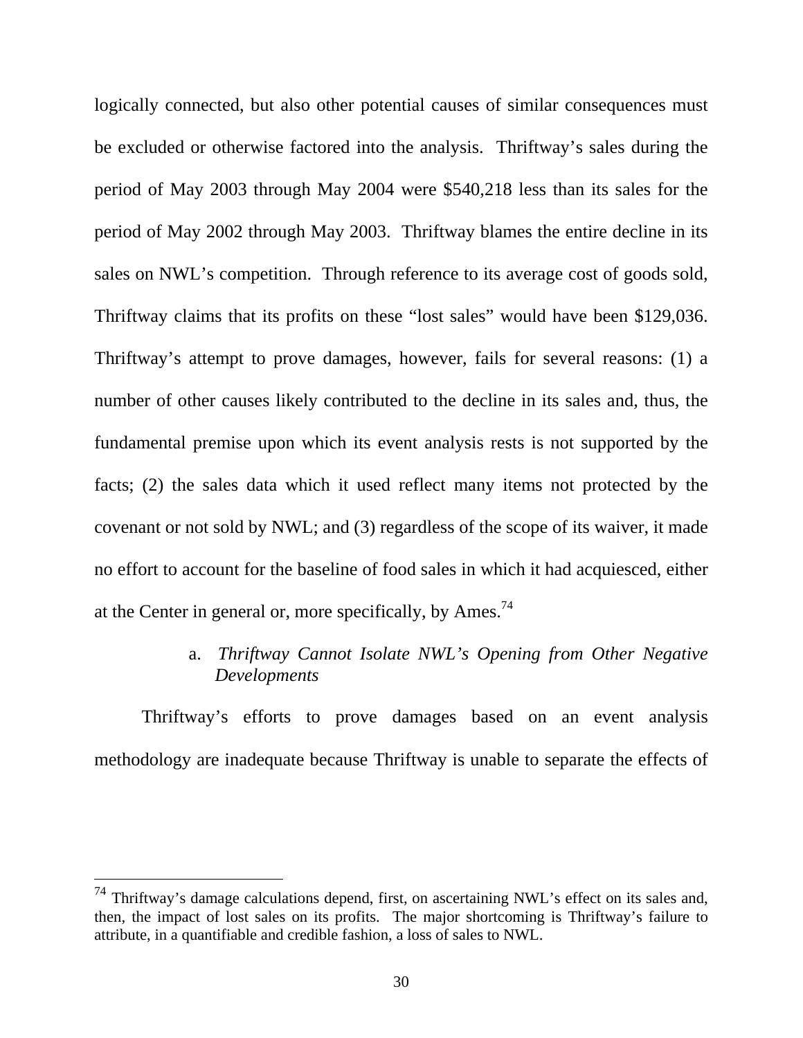logically connected, but also other potential causes of similar consequences must be excluded or otherwise factored into the analysis. Thriftway's sales during the period of May 2003 through May 2004 were $540,218 less than its sales for the period of May 2002 through May 2003. Thriftway blames the entire decline in its sales on NWL's competition. Through reference to its average cost of goods sold, Thriftway claims that its profits on these "lost sales" would have been $129,036. Thriftway's attempt to prove damages, however, fails for several reasons: (1) a number of other causes likely contributed to the decline in its sales and, thus, the fundamental premise upon which its event analysis rests is not supported by the facts; (2) the sales data which it used reflect many items not protected by the covenant or not sold by NWL; and (3) regardless of the scope of its waiver, it made no effort to account for the baseline of food sales in which it had acquiesced, either at the Center in general or, more specifically, by Ames.[74]

a. *Thriftway Cannot Isolate NWL's Opening from Other Negative Developments*

Thriftway's efforts to prove damages based on an event analysis methodology are inadequate because Thriftway is unable to separate the effects of

---

[74] Thriftway's damage calculations depend, first, on ascertaining NWL's effect on its sales and, then, the impact of lost sales on its profits. The major shortcoming is Thriftway's failure to attribute, in a quantifiable and credible fashion, a loss of sales to NWL.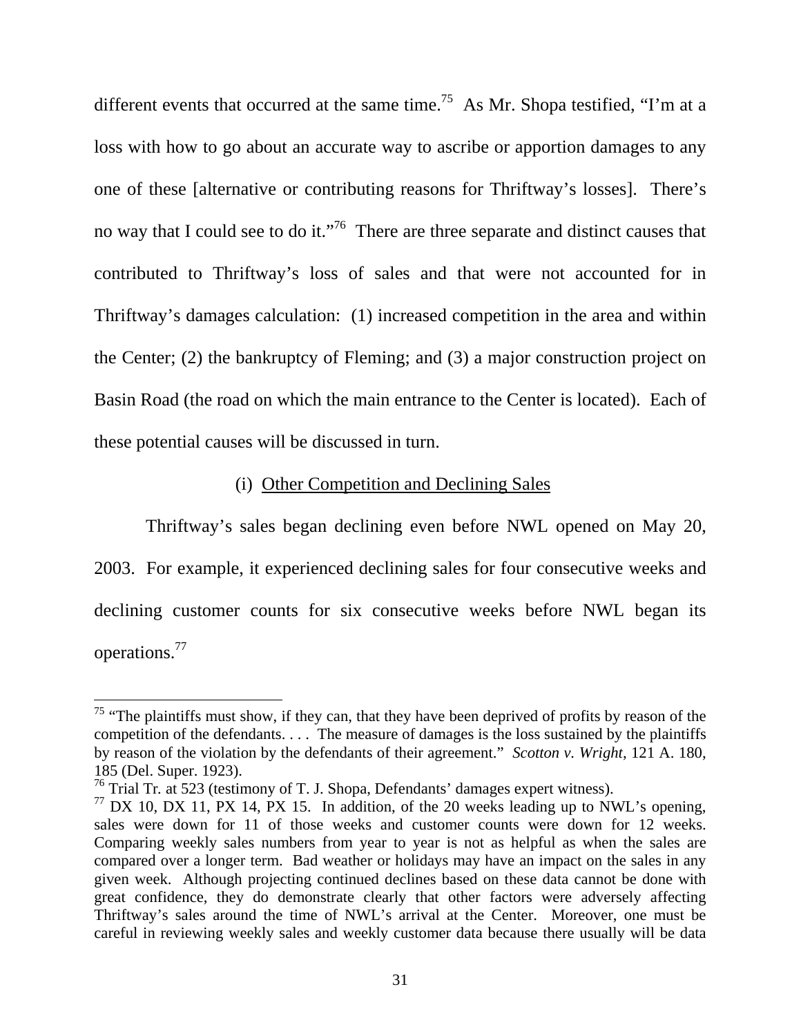different events that occurred at the same time.[75] As Mr. Shopa testified, "I'm at a loss with how to go about an accurate way to ascribe or apportion damages to any one of these [alternative or contributing reasons for Thriftway's losses]. There's no way that I could see to do it."[76] There are three separate and distinct causes that contributed to Thriftway's loss of sales and that were not accounted for in Thriftway's damages calculation: (1) increased competition in the area and within the Center; (2) the bankruptcy of Fleming; and (3) a major construction project on Basin Road (the road on which the main entrance to the Center is located). Each of these potential causes will be discussed in turn.

(i) Other Competition and Declining Sales

Thriftway's sales began declining even before NWL opened on May 20, 2003. For example, it experienced declining sales for four consecutive weeks and declining customer counts for six consecutive weeks before NWL began its operations.[77]

---

[75] "The plaintiffs must show, if they can, that they have been deprived of profits by reason of the competition of the defendants. . . . The measure of damages is the loss sustained by the plaintiffs by reason of the violation by the defendants of their agreement." *Scotton v. Wright*, 121 A. 180, 185 (Del. Super. 1923).

[76] Trial Tr. at 523 (testimony of T. J. Shopa, Defendants' damages expert witness).

[77] DX 10, DX 11, PX 14, PX 15. In addition, of the 20 weeks leading up to NWL's opening, sales were down for 11 of those weeks and customer counts were down for 12 weeks. Comparing weekly sales numbers from year to year is not as helpful as when the sales are compared over a longer term. Bad weather or holidays may have an impact on the sales in any given week. Although projecting continued declines based on these data cannot be done with great confidence, they do demonstrate clearly that other factors were adversely affecting Thriftway's sales around the time of NWL's arrival at the Center. Moreover, one must be careful in reviewing weekly sales and weekly customer data because there usually will be data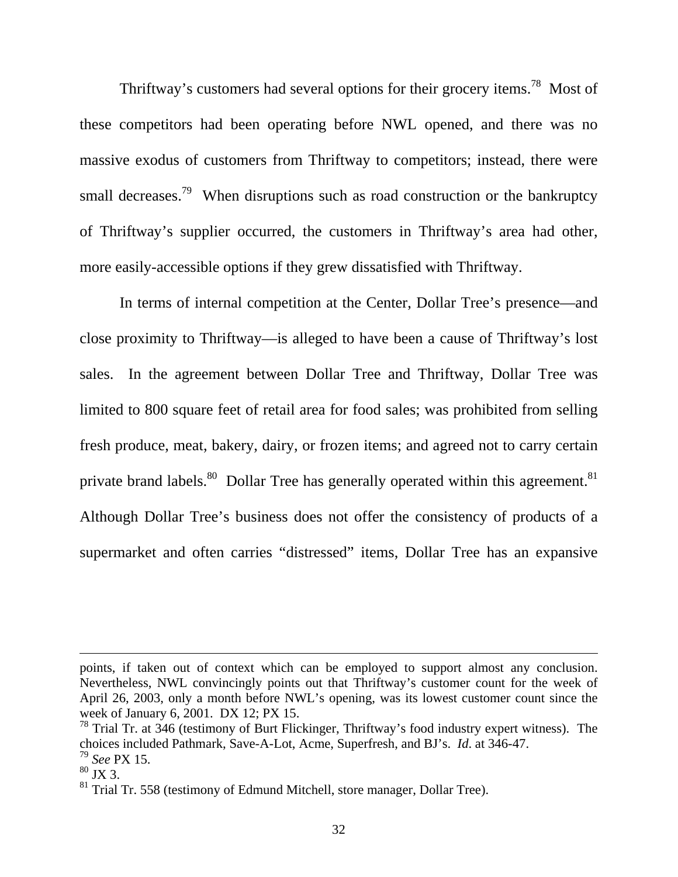Thriftway's customers had several options for their grocery items.[78] Most of these competitors had been operating before NWL opened, and there was no massive exodus of customers from Thriftway to competitors; instead, there were small decreases.[79] When disruptions such as road construction or the bankruptcy of Thriftway's supplier occurred, the customers in Thriftway's area had other, more easily-accessible options if they grew dissatisfied with Thriftway.

In terms of internal competition at the Center, Dollar Tree's presence—and close proximity to Thriftway—is alleged to have been a cause of Thriftway's lost sales. In the agreement between Dollar Tree and Thriftway, Dollar Tree was limited to 800 square feet of retail area for food sales; was prohibited from selling fresh produce, meat, bakery, dairy, or frozen items; and agreed not to carry certain private brand labels.[80] Dollar Tree has generally operated within this agreement.[81] Although Dollar Tree's business does not offer the consistency of products of a supermarket and often carries "distressed" items, Dollar Tree has an expansive

---

points, if taken out of context which can be employed to support almost any conclusion. Nevertheless, NWL convincingly points out that Thriftway's customer count for the week of April 26, 2003, only a month before NWL's opening, was its lowest customer count since the week of January 6, 2001. DX 12; PX 15.

[78] Trial Tr. at 346 (testimony of Burt Flickinger, Thriftway's food industry expert witness). The choices included Pathmark, Save-A-Lot, Acme, Superfresh, and BJ's. *Id.* at 346-47.

[79] *See* PX 15.

[80] JX 3.

[81] Trial Tr. 558 (testimony of Edmund Mitchell, store manager, Dollar Tree).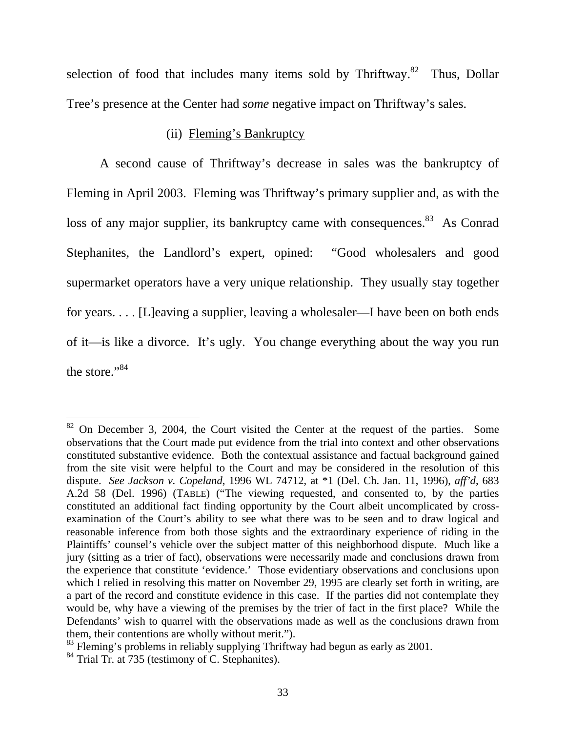selection of food that includes many items sold by Thriftway.[82] Thus, Dollar Tree's presence at the Center had *some* negative impact on Thriftway's sales.

(ii) Fleming's Bankruptcy

A second cause of Thriftway's decrease in sales was the bankruptcy of Fleming in April 2003. Fleming was Thriftway's primary supplier and, as with the loss of any major supplier, its bankruptcy came with consequences.[83] As Conrad Stephanites, the Landlord's expert, opined: "Good wholesalers and good supermarket operators have a very unique relationship. They usually stay together for years. . . . [L]eaving a supplier, leaving a wholesaler—I have been on both ends of it—is like a divorce. It's ugly. You change everything about the way you run the store."[84]

---

[82] On December 3, 2004, the Court visited the Center at the request of the parties. Some observations that the Court made put evidence from the trial into context and other observations constituted substantive evidence. Both the contextual assistance and factual background gained from the site visit were helpful to the Court and may be considered in the resolution of this dispute. *See Jackson v. Copeland*, 1996 WL 74712, at *1 (Del. Ch. Jan. 11, 1996), *aff'd*, 683 A.2d 58 (Del. 1996) (TABLE) ("The viewing requested, and consented to, by the parties constituted an additional fact finding opportunity by the Court albeit uncomplicated by cross-examination of the Court's ability to see what there was to be seen and to draw logical and reasonable inference from both those sights and the extraordinary experience of riding in the Plaintiffs' counsel's vehicle over the subject matter of this neighborhood dispute. Much like a jury (sitting as a trier of fact), observations were necessarily made and conclusions drawn from the experience that constitute 'evidence.' Those evidentiary observations and conclusions upon which I relied in resolving this matter on November 29, 1995 are clearly set forth in writing, are a part of the record and constitute evidence in this case. If the parties did not contemplate they would be, why have a viewing of the premises by the trier of fact in the first place? While the Defendants' wish to quarrel with the observations made as well as the conclusions drawn from them, their contentions are wholly without merit.").

[83] Fleming's problems in reliably supplying Thriftway had begun as early as 2001.

[84] Trial Tr. at 735 (testimony of C. Stephanites).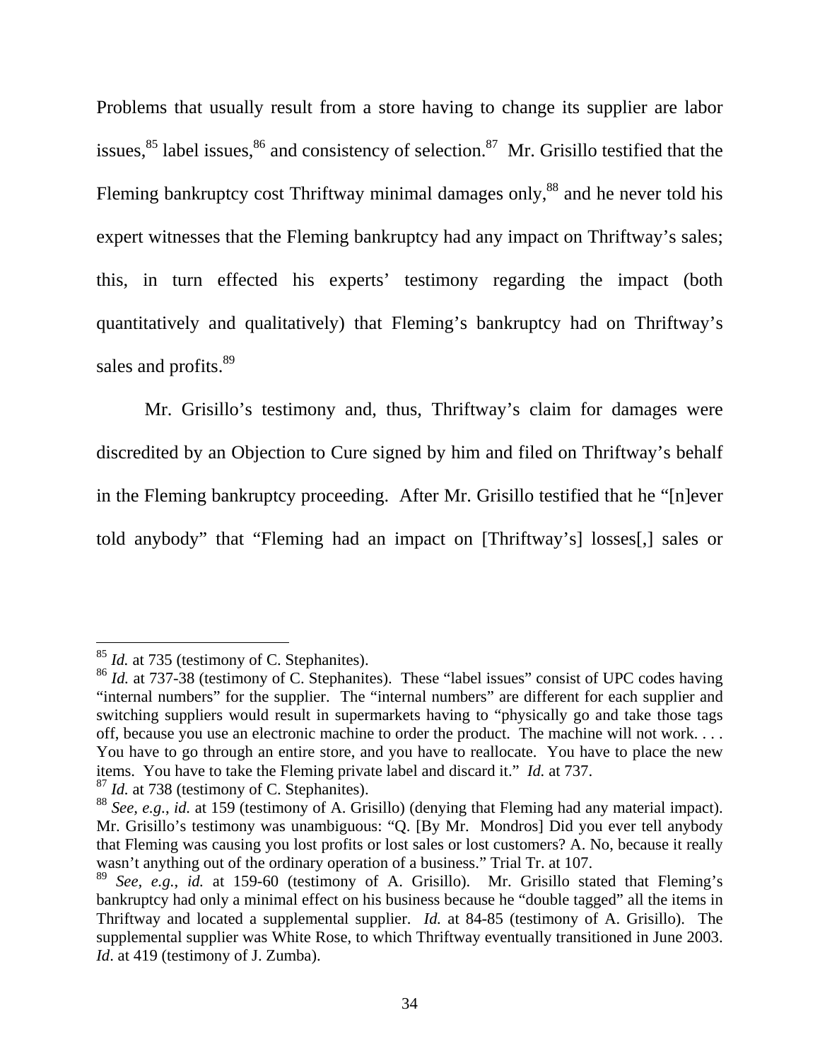Problems that usually result from a store having to change its supplier are labor issues,[85] label issues,[86] and consistency of selection.[87] Mr. Grisillo testified that the Fleming bankruptcy cost Thriftway minimal damages only,[88] and he never told his expert witnesses that the Fleming bankruptcy had any impact on Thriftway's sales; this, in turn effected his experts' testimony regarding the impact (both quantitatively and qualitatively) that Fleming's bankruptcy had on Thriftway's sales and profits.[89]

Mr. Grisillo's testimony and, thus, Thriftway's claim for damages were discredited by an Objection to Cure signed by him and filed on Thriftway's behalf in the Fleming bankruptcy proceeding. After Mr. Grisillo testified that he "[n]ever told anybody" that "Fleming had an impact on [Thriftway's] losses[,] sales or

---

[85] *Id.* at 735 (testimony of C. Stephanites).

[86] *Id.* at 737-38 (testimony of C. Stephanites). These "label issues" consist of UPC codes having "internal numbers" for the supplier. The "internal numbers" are different for each supplier and switching suppliers would result in supermarkets having to "physically go and take those tags off, because you use an electronic machine to order the product. The machine will not work. . . . You have to go through an entire store, and you have to reallocate. You have to place the new items. You have to take the Fleming private label and discard it." *Id.* at 737.

[87] *Id.* at 738 (testimony of C. Stephanites).

[88] *See, e.g.*, *id.* at 159 (testimony of A. Grisillo) (denying that Fleming had any material impact). Mr. Grisillo's testimony was unambiguous: "Q. [By Mr. Mondros] Did you ever tell anybody that Fleming was causing you lost profits or lost sales or lost customers? A. No, because it really wasn't anything out of the ordinary operation of a business." Trial Tr. at 107.

[89] *See, e.g.*, *id.* at 159-60 (testimony of A. Grisillo). Mr. Grisillo stated that Fleming's bankruptcy had only a minimal effect on his business because he "double tagged" all the items in Thriftway and located a supplemental supplier. *Id.* at 84-85 (testimony of A. Grisillo). The supplemental supplier was White Rose, to which Thriftway eventually transitioned in June 2003. *Id*. at 419 (testimony of J. Zumba).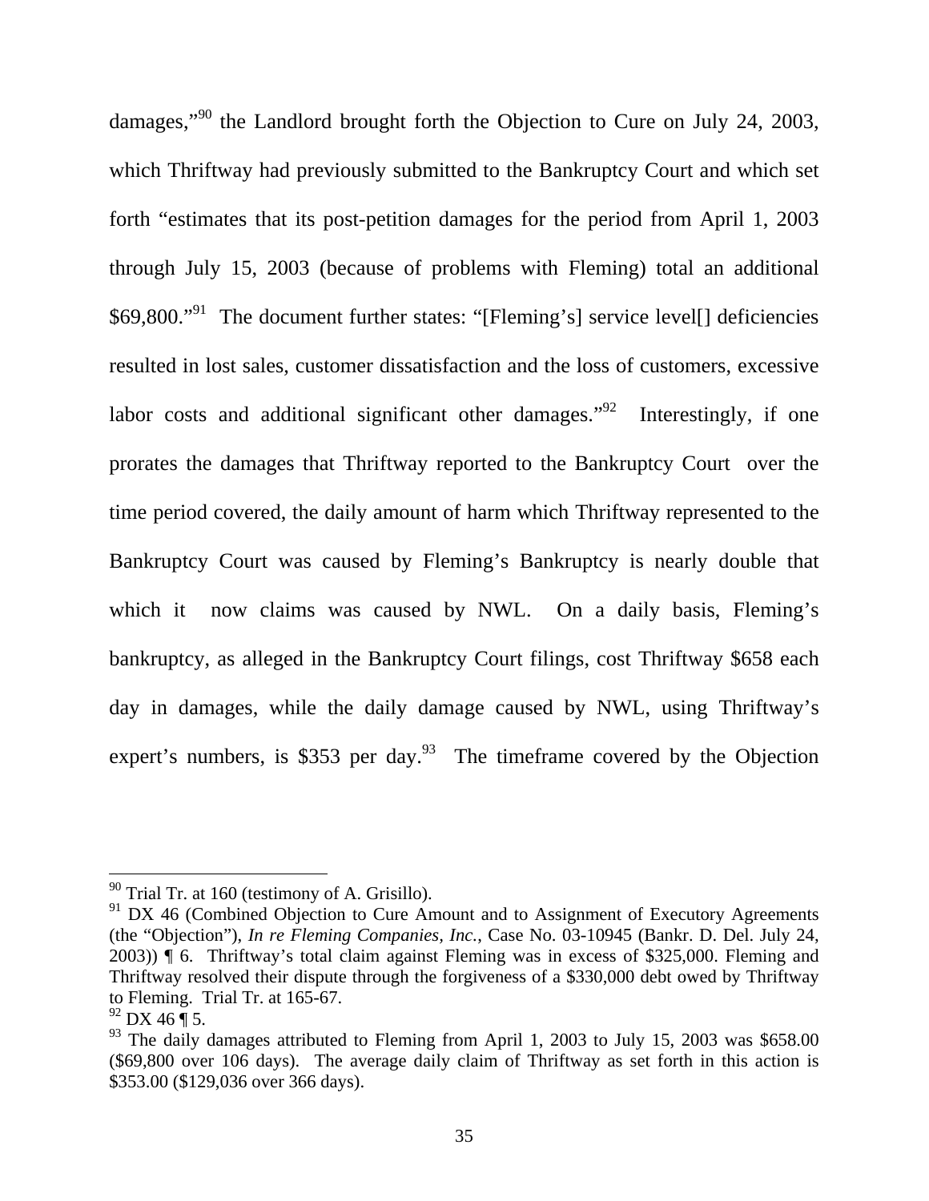damages,"[90] the Landlord brought forth the Objection to Cure on July 24, 2003, which Thriftway had previously submitted to the Bankruptcy Court and which set forth "estimates that its post-petition damages for the period from April 1, 2003 through July 15, 2003 (because of problems with Fleming) total an additional $69,800."[91] The document further states: "[Fleming's] service level[] deficiencies resulted in lost sales, customer dissatisfaction and the loss of customers, excessive labor costs and additional significant other damages."[92] Interestingly, if one prorates the damages that Thriftway reported to the Bankruptcy Court over the time period covered, the daily amount of harm which Thriftway represented to the Bankruptcy Court was caused by Fleming's Bankruptcy is nearly double that which it now claims was caused by NWL. On a daily basis, Fleming's bankruptcy, as alleged in the Bankruptcy Court filings, cost Thriftway $658 each day in damages, while the daily damage caused by NWL, using Thriftway's expert's numbers, is $353 per day.[93] The timeframe covered by the Objection

---

[90] Trial Tr. at 160 (testimony of A. Grisillo).

[91] DX 46 (Combined Objection to Cure Amount and to Assignment of Executory Agreements (the "Objection"), *In re Fleming Companies, Inc.*, Case No. 03-10945 (Bankr. D. Del. July 24, 2003)) ¶ 6. Thriftway's total claim against Fleming was in excess of $325,000. Fleming and Thriftway resolved their dispute through the forgiveness of a $330,000 debt owed by Thriftway to Fleming. Trial Tr. at 165-67.

[92] DX 46 ¶ 5.

[93] The daily damages attributed to Fleming from April 1, 2003 to July 15, 2003 was $658.00 ($69,800 over 106 days). The average daily claim of Thriftway as set forth in this action is $353.00 ($129,036 over 366 days).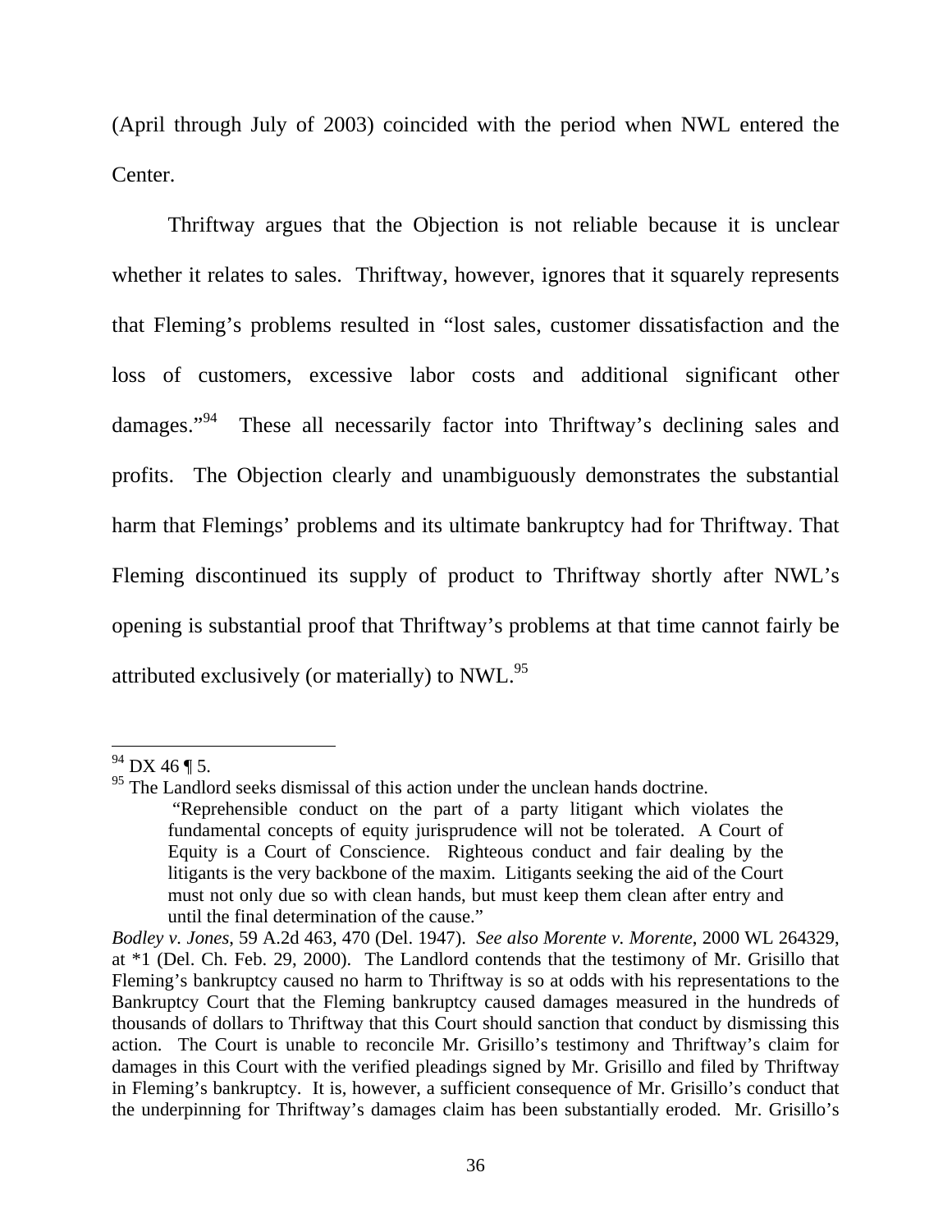(April through July of 2003) coincided with the period when NWL entered the Center.

Thriftway argues that the Objection is not reliable because it is unclear whether it relates to sales. Thriftway, however, ignores that it squarely represents that Fleming's problems resulted in "lost sales, customer dissatisfaction and the loss of customers, excessive labor costs and additional significant other damages."[94] These all necessarily factor into Thriftway's declining sales and profits. The Objection clearly and unambiguously demonstrates the substantial harm that Flemings' problems and its ultimate bankruptcy had for Thriftway. That Fleming discontinued its supply of product to Thriftway shortly after NWL's opening is substantial proof that Thriftway's problems at that time cannot fairly be attributed exclusively (or materially) to NWL.[95]

---

[94] DX 46 ¶ 5.

[95] The Landlord seeks dismissal of this action under the unclean hands doctrine.

> "Reprehensible conduct on the part of a party litigant which violates the fundamental concepts of equity jurisprudence will not be tolerated. A Court of Equity is a Court of Conscience. Righteous conduct and fair dealing by the litigants is the very backbone of the maxim. Litigants seeking the aid of the Court must not only due so with clean hands, but must keep them clean after entry and until the final determination of the cause."

*Bodley v. Jones*, 59 A.2d 463, 470 (Del. 1947). *See also Morente v. Morente*, 2000 WL 264329, at \*1 (Del. Ch. Feb. 29, 2000). The Landlord contends that the testimony of Mr. Grisillo that Fleming's bankruptcy caused no harm to Thriftway is so at odds with his representations to the Bankruptcy Court that the Fleming bankruptcy caused damages measured in the hundreds of thousands of dollars to Thriftway that this Court should sanction that conduct by dismissing this action. The Court is unable to reconcile Mr. Grisillo's testimony and Thriftway's claim for damages in this Court with the verified pleadings signed by Mr. Grisillo and filed by Thriftway in Fleming's bankruptcy. It is, however, a sufficient consequence of Mr. Grisillo's conduct that the underpinning for Thriftway's damages claim has been substantially eroded. Mr. Grisillo's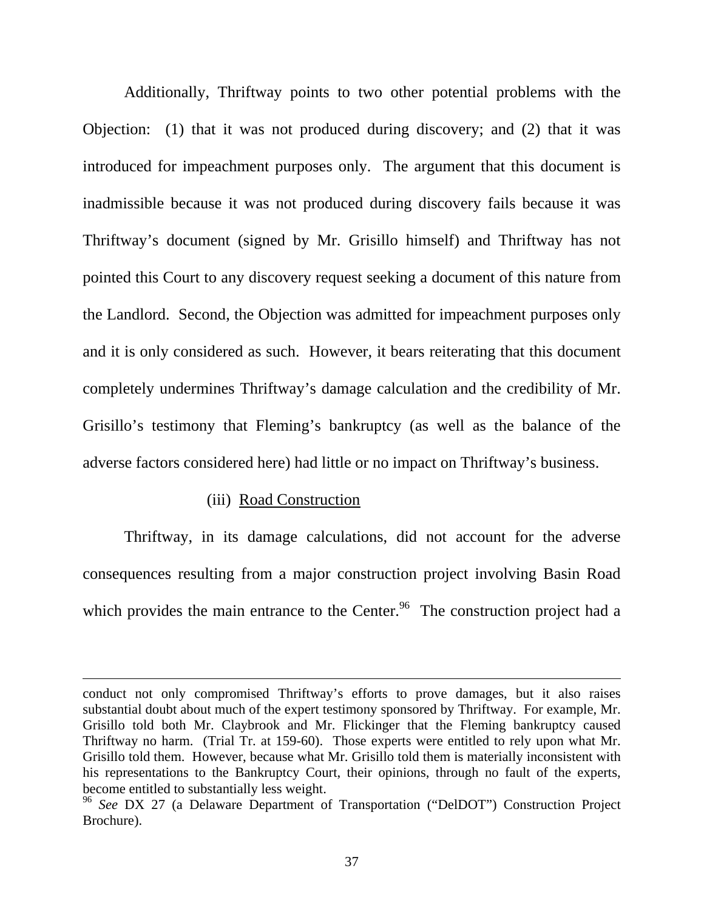Additionally, Thriftway points to two other potential problems with the Objection: (1) that it was not produced during discovery; and (2) that it was introduced for impeachment purposes only. The argument that this document is inadmissible because it was not produced during discovery fails because it was Thriftway's document (signed by Mr. Grisillo himself) and Thriftway has not pointed this Court to any discovery request seeking a document of this nature from the Landlord. Second, the Objection was admitted for impeachment purposes only and it is only considered as such. However, it bears reiterating that this document completely undermines Thriftway's damage calculation and the credibility of Mr. Grisillo's testimony that Fleming's bankruptcy (as well as the balance of the adverse factors considered here) had little or no impact on Thriftway's business.

(iii) Road Construction

Thriftway, in its damage calculations, did not account for the adverse consequences resulting from a major construction project involving Basin Road which provides the main entrance to the Center.[96] The construction project had a

---

conduct not only compromised Thriftway's efforts to prove damages, but it also raises substantial doubt about much of the expert testimony sponsored by Thriftway. For example, Mr. Grisillo told both Mr. Claybrook and Mr. Flickinger that the Fleming bankruptcy caused Thriftway no harm. (Trial Tr. at 159-60). Those experts were entitled to rely upon what Mr. Grisillo told them. However, because what Mr. Grisillo told them is materially inconsistent with his representations to the Bankruptcy Court, their opinions, through no fault of the experts, become entitled to substantially less weight.

[96] *See* DX 27 (a Delaware Department of Transportation ("DelDOT") Construction Project Brochure).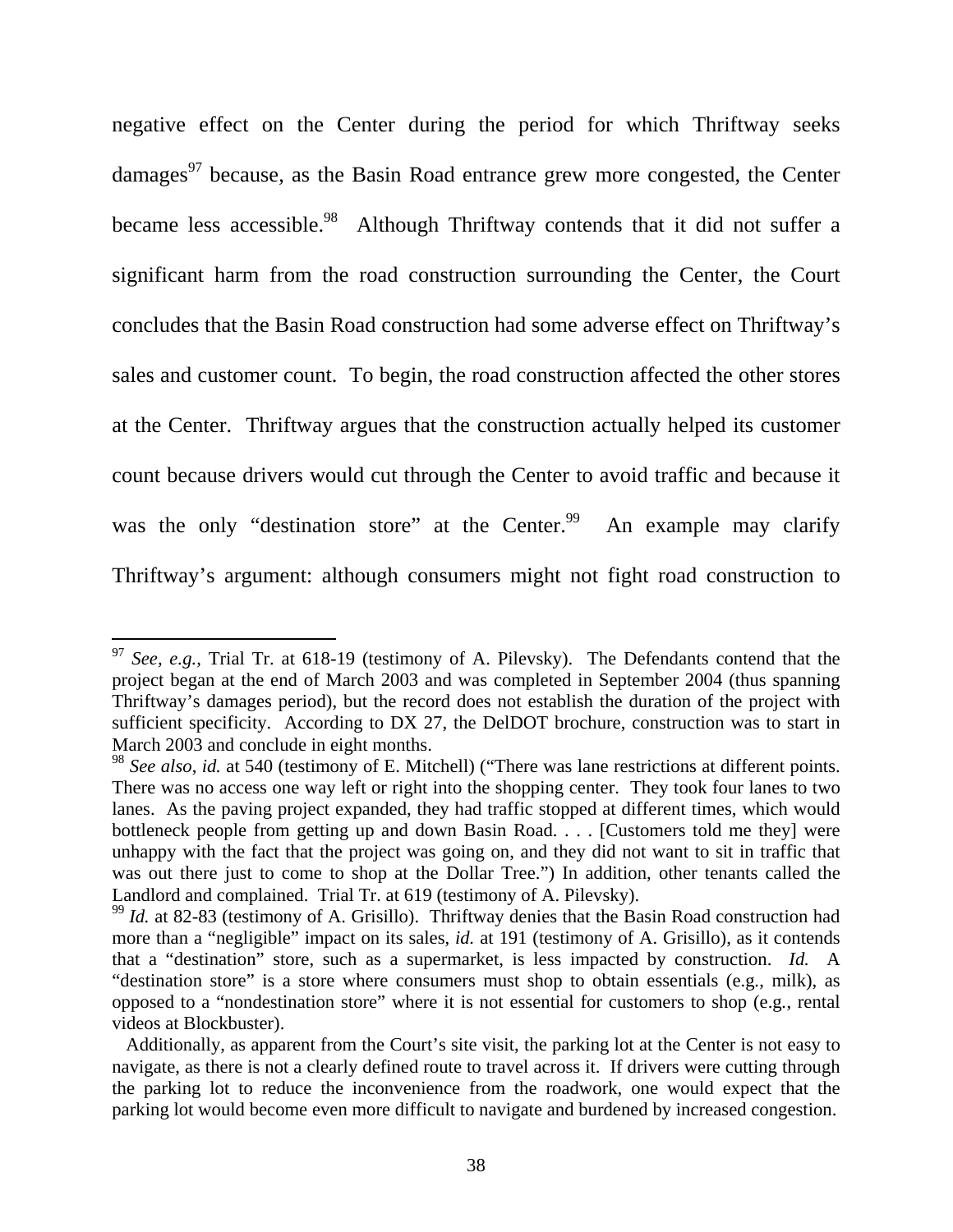negative effect on the Center during the period for which Thriftway seeks damages[97] because, as the Basin Road entrance grew more congested, the Center became less accessible.[98] Although Thriftway contends that it did not suffer a significant harm from the road construction surrounding the Center, the Court concludes that the Basin Road construction had some adverse effect on Thriftway's sales and customer count. To begin, the road construction affected the other stores at the Center. Thriftway argues that the construction actually helped its customer count because drivers would cut through the Center to avoid traffic and because it was the only "destination store" at the Center.[99] An example may clarify Thriftway's argument: although consumers might not fight road construction to

---

[97] *See*, *e.g.*, Trial Tr. at 618-19 (testimony of A. Pilevsky). The Defendants contend that the project began at the end of March 2003 and was completed in September 2004 (thus spanning Thriftway's damages period), but the record does not establish the duration of the project with sufficient specificity. According to DX 27, the DelDOT brochure, construction was to start in March 2003 and conclude in eight months.

[98] *See also*, *id.* at 540 (testimony of E. Mitchell) ("There was lane restrictions at different points. There was no access one way left or right into the shopping center. They took four lanes to two lanes. As the paving project expanded, they had traffic stopped at different times, which would bottleneck people from getting up and down Basin Road. . . . [Customers told me they] were unhappy with the fact that the project was going on, and they did not want to sit in traffic that was out there just to come to shop at the Dollar Tree.") In addition, other tenants called the Landlord and complained. Trial Tr. at 619 (testimony of A. Pilevsky).

[99] *Id.* at 82-83 (testimony of A. Grisillo). Thriftway denies that the Basin Road construction had more than a "negligible" impact on its sales, *id.* at 191 (testimony of A. Grisillo), as it contends that a "destination" store, such as a supermarket, is less impacted by construction. *Id.* A "destination store" is a store where consumers must shop to obtain essentials (e.g., milk), as opposed to a "nondestination store" where it is not essential for customers to shop (e.g., rental videos at Blockbuster).

Additionally, as apparent from the Court's site visit, the parking lot at the Center is not easy to navigate, as there is not a clearly defined route to travel across it. If drivers were cutting through the parking lot to reduce the inconvenience from the roadwork, one would expect that the parking lot would become even more difficult to navigate and burdened by increased congestion.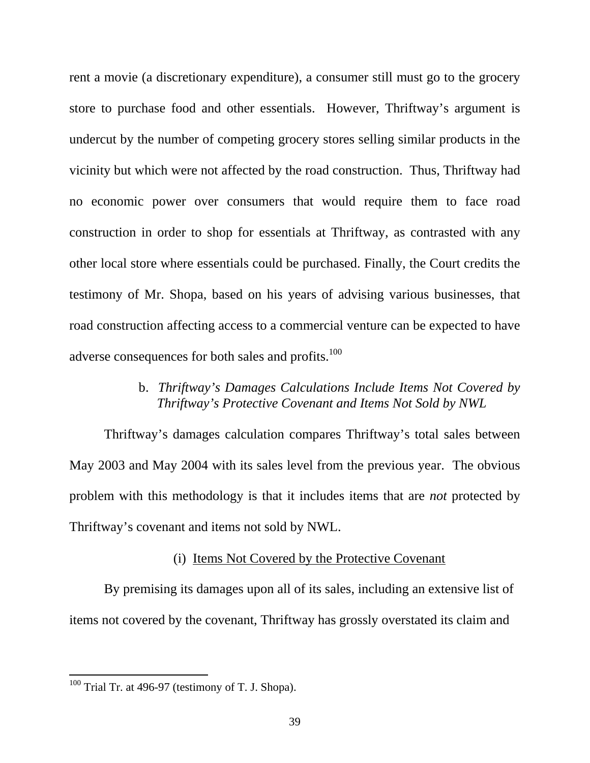rent a movie (a discretionary expenditure), a consumer still must go to the grocery store to purchase food and other essentials. However, Thriftway's argument is undercut by the number of competing grocery stores selling similar products in the vicinity but which were not affected by the road construction. Thus, Thriftway had no economic power over consumers that would require them to face road construction in order to shop for essentials at Thriftway, as contrasted with any other local store where essentials could be purchased. Finally, the Court credits the testimony of Mr. Shopa, based on his years of advising various businesses, that road construction affecting access to a commercial venture can be expected to have adverse consequences for both sales and profits.[100]

b. *Thriftway's Damages Calculations Include Items Not Covered by Thriftway's Protective Covenant and Items Not Sold by NWL*

Thriftway's damages calculation compares Thriftway's total sales between May 2003 and May 2004 with its sales level from the previous year. The obvious problem with this methodology is that it includes items that are *not* protected by Thriftway's covenant and items not sold by NWL.

(i) Items Not Covered by the Protective Covenant

By premising its damages upon all of its sales, including an extensive list of items not covered by the covenant, Thriftway has grossly overstated its claim and

[100] Trial Tr. at 496-97 (testimony of T. J. Shopa).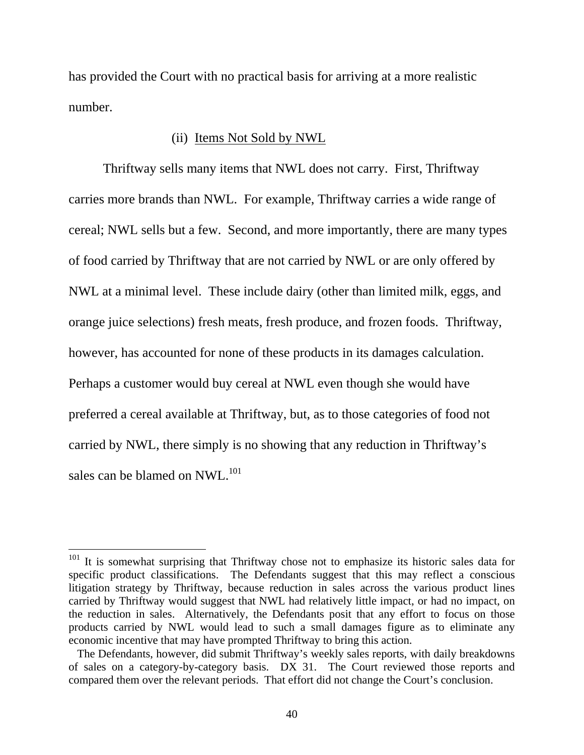has provided the Court with no practical basis for arriving at a more realistic number.

(ii) Items Not Sold by NWL

Thriftway sells many items that NWL does not carry. First, Thriftway carries more brands than NWL. For example, Thriftway carries a wide range of cereal; NWL sells but a few. Second, and more importantly, there are many types of food carried by Thriftway that are not carried by NWL or are only offered by NWL at a minimal level. These include dairy (other than limited milk, eggs, and orange juice selections) fresh meats, fresh produce, and frozen foods. Thriftway, however, has accounted for none of these products in its damages calculation. Perhaps a customer would buy cereal at NWL even though she would have preferred a cereal available at Thriftway, but, as to those categories of food not carried by NWL, there simply is no showing that any reduction in Thriftway's sales can be blamed on NWL.[101]

---

[101] It is somewhat surprising that Thriftway chose not to emphasize its historic sales data for specific product classifications. The Defendants suggest that this may reflect a conscious litigation strategy by Thriftway, because reduction in sales across the various product lines carried by Thriftway would suggest that NWL had relatively little impact, or had no impact, on the reduction in sales. Alternatively, the Defendants posit that any effort to focus on those products carried by NWL would lead to such a small damages figure as to eliminate any economic incentive that may have prompted Thriftway to bring this action.

The Defendants, however, did submit Thriftway's weekly sales reports, with daily breakdowns of sales on a category-by-category basis. DX 31. The Court reviewed those reports and compared them over the relevant periods. That effort did not change the Court's conclusion.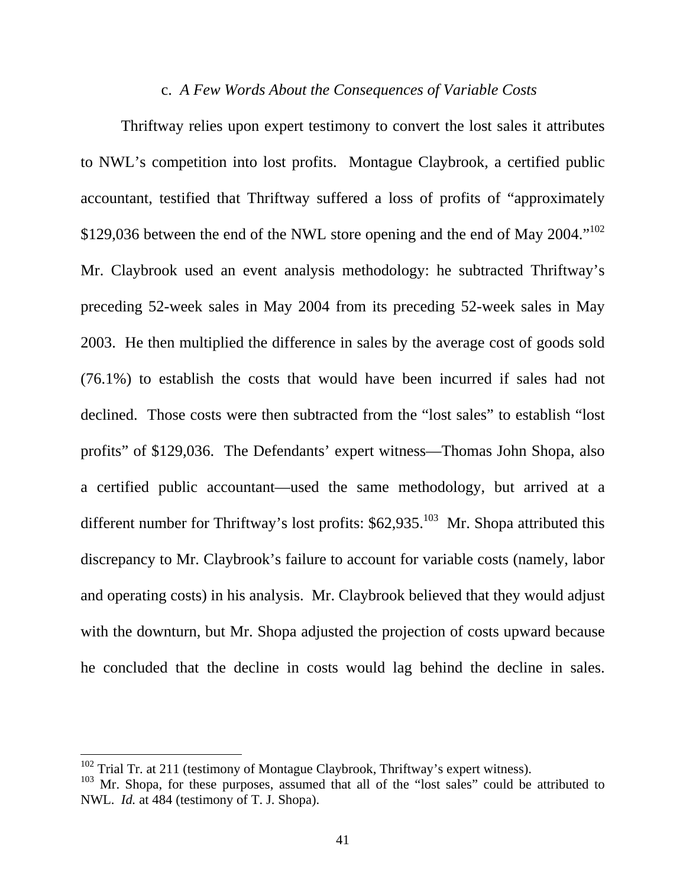### c. *A Few Words About the Consequences of Variable Costs*

Thriftway relies upon expert testimony to convert the lost sales it attributes to NWL's competition into lost profits. Montague Claybrook, a certified public accountant, testified that Thriftway suffered a loss of profits of "approximately $129,036 between the end of the NWL store opening and the end of May 2004."[102] Mr. Claybrook used an event analysis methodology: he subtracted Thriftway's preceding 52-week sales in May 2004 from its preceding 52-week sales in May 2003. He then multiplied the difference in sales by the average cost of goods sold (76.1%) to establish the costs that would have been incurred if sales had not declined. Those costs were then subtracted from the "lost sales" to establish "lost profits" of $129,036. The Defendants' expert witness—Thomas John Shopa, also a certified public accountant—used the same methodology, but arrived at a different number for Thriftway's lost profits: $62,935.[103] Mr. Shopa attributed this discrepancy to Mr. Claybrook's failure to account for variable costs (namely, labor and operating costs) in his analysis. Mr. Claybrook believed that they would adjust with the downturn, but Mr. Shopa adjusted the projection of costs upward because he concluded that the decline in costs would lag behind the decline in sales.

---

[102] Trial Tr. at 211 (testimony of Montague Claybrook, Thriftway's expert witness).

[103] Mr. Shopa, for these purposes, assumed that all of the "lost sales" could be attributed to NWL. *Id.* at 484 (testimony of T. J. Shopa).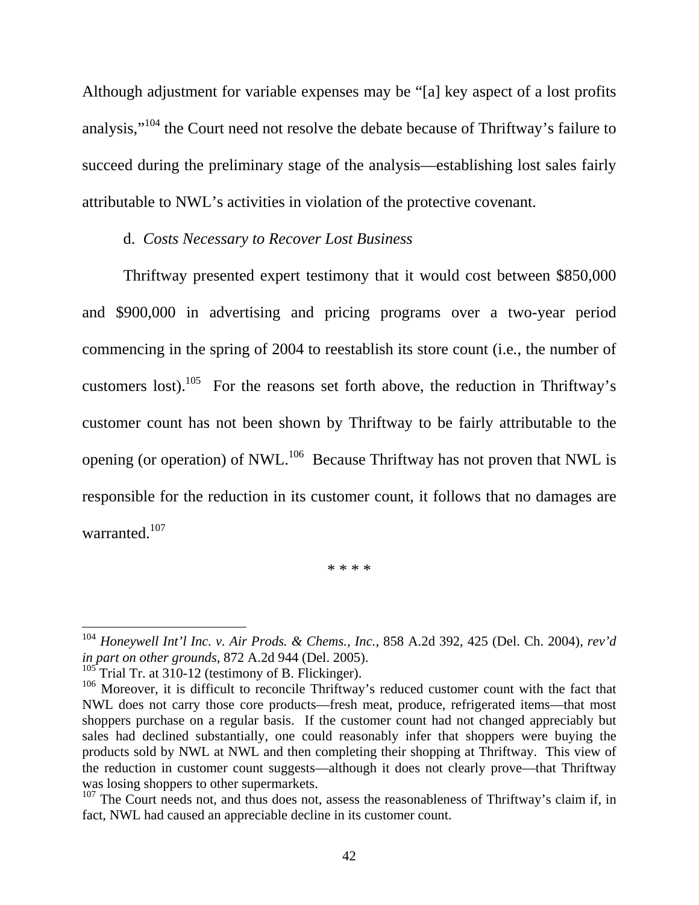Although adjustment for variable expenses may be "[a] key aspect of a lost profits analysis,"[104] the Court need not resolve the debate because of Thriftway's failure to succeed during the preliminary stage of the analysis—establishing lost sales fairly attributable to NWL's activities in violation of the protective covenant.

d. *Costs Necessary to Recover Lost Business*

Thriftway presented expert testimony that it would cost between $850,000 and $900,000 in advertising and pricing programs over a two-year period commencing in the spring of 2004 to reestablish its store count (i.e., the number of customers lost).[105] For the reasons set forth above, the reduction in Thriftway's customer count has not been shown by Thriftway to be fairly attributable to the opening (or operation) of NWL.[106] Because Thriftway has not proven that NWL is responsible for the reduction in its customer count, it follows that no damages are warranted.[107]

\* \* \* \*

---

[104] *Honeywell Int'l Inc. v. Air Prods. & Chems., Inc.*, 858 A.2d 392, 425 (Del. Ch. 2004), *rev'd in part on other grounds*, 872 A.2d 944 (Del. 2005).

[105] Trial Tr. at 310-12 (testimony of B. Flickinger).

[106] Moreover, it is difficult to reconcile Thriftway's reduced customer count with the fact that NWL does not carry those core products—fresh meat, produce, refrigerated items—that most shoppers purchase on a regular basis. If the customer count had not changed appreciably but sales had declined substantially, one could reasonably infer that shoppers were buying the products sold by NWL at NWL and then completing their shopping at Thriftway. This view of the reduction in customer count suggests—although it does not clearly prove—that Thriftway was losing shoppers to other supermarkets.

[107] The Court needs not, and thus does not, assess the reasonableness of Thriftway's claim if, in fact, NWL had caused an appreciable decline in its customer count.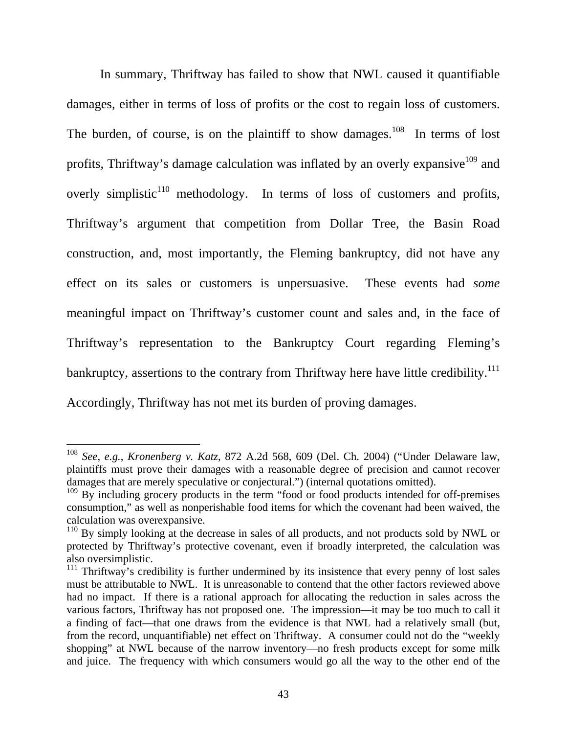In summary, Thriftway has failed to show that NWL caused it quantifiable damages, either in terms of loss of profits or the cost to regain loss of customers. The burden, of course, is on the plaintiff to show damages.[108] In terms of lost profits, Thriftway's damage calculation was inflated by an overly expansive[109] and overly simplistic[110] methodology. In terms of loss of customers and profits, Thriftway's argument that competition from Dollar Tree, the Basin Road construction, and, most importantly, the Fleming bankruptcy, did not have any effect on its sales or customers is unpersuasive. These events had *some* meaningful impact on Thriftway's customer count and sales and, in the face of Thriftway's representation to the Bankruptcy Court regarding Fleming's bankruptcy, assertions to the contrary from Thriftway here have little credibility.[111] Accordingly, Thriftway has not met its burden of proving damages.

---

[108] *See, e.g.*, *Kronenberg v. Katz*, 872 A.2d 568, 609 (Del. Ch. 2004) ("Under Delaware law, plaintiffs must prove their damages with a reasonable degree of precision and cannot recover damages that are merely speculative or conjectural.") (internal quotations omitted).

[109] By including grocery products in the term "food or food products intended for off-premises consumption," as well as nonperishable food items for which the covenant had been waived, the calculation was overexpansive.

[110] By simply looking at the decrease in sales of all products, and not products sold by NWL or protected by Thriftway's protective covenant, even if broadly interpreted, the calculation was also oversimplistic.

[111] Thriftway's credibility is further undermined by its insistence that every penny of lost sales must be attributable to NWL. It is unreasonable to contend that the other factors reviewed above had no impact. If there is a rational approach for allocating the reduction in sales across the various factors, Thriftway has not proposed one. The impression—it may be too much to call it a finding of fact—that one draws from the evidence is that NWL had a relatively small (but, from the record, unquantifiable) net effect on Thriftway. A consumer could not do the "weekly shopping" at NWL because of the narrow inventory—no fresh products except for some milk and juice. The frequency with which consumers would go all the way to the other end of the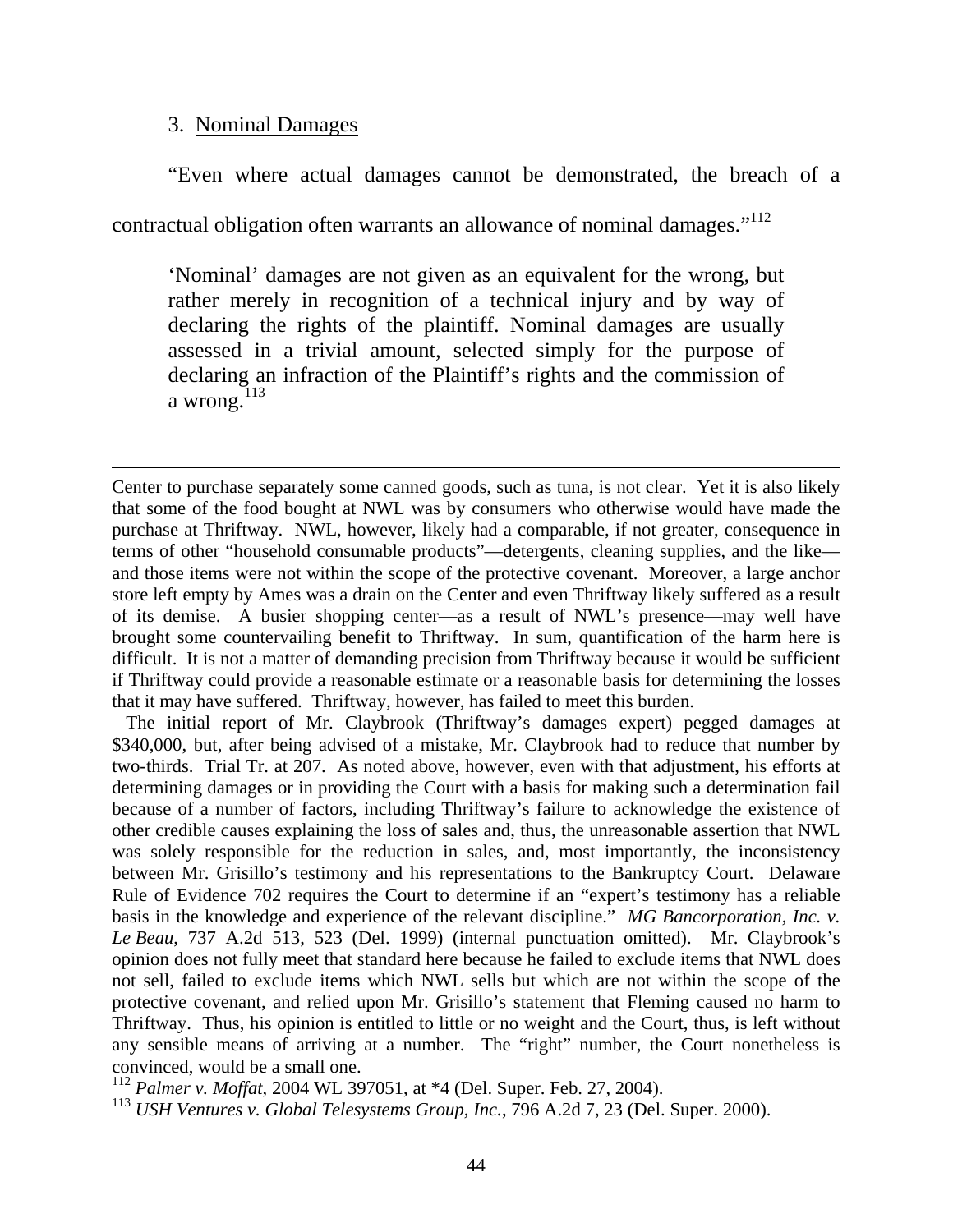### 3. Nominal Damages

"Even where actual damages cannot be demonstrated, the breach of a contractual obligation often warrants an allowance of nominal damages."[112]

> 'Nominal' damages are not given as an equivalent for the wrong, but rather merely in recognition of a technical injury and by way of declaring the rights of the plaintiff. Nominal damages are usually assessed in a trivial amount, selected simply for the purpose of declaring an infraction of the Plaintiff's rights and the commission of a wrong.[113]

---

Center to purchase separately some canned goods, such as tuna, is not clear. Yet it is also likely that some of the food bought at NWL was by consumers who otherwise would have made the purchase at Thriftway. NWL, however, likely had a comparable, if not greater, consequence in terms of other "household consumable products"—detergents, cleaning supplies, and the like—and those items were not within the scope of the protective covenant. Moreover, a large anchor store left empty by Ames was a drain on the Center and even Thriftway likely suffered as a result of its demise. A busier shopping center—as a result of NWL's presence—may well have brought some countervailing benefit to Thriftway. In sum, quantification of the harm here is difficult. It is not a matter of demanding precision from Thriftway because it would be sufficient if Thriftway could provide a reasonable estimate or a reasonable basis for determining the losses that it may have suffered. Thriftway, however, has failed to meet this burden.

The initial report of Mr. Claybrook (Thriftway's damages expert) pegged damages at $340,000, but, after being advised of a mistake, Mr. Claybrook had to reduce that number by two-thirds. Trial Tr. at 207. As noted above, however, even with that adjustment, his efforts at determining damages or in providing the Court with a basis for making such a determination fail because of a number of factors, including Thriftway's failure to acknowledge the existence of other credible causes explaining the loss of sales and, thus, the unreasonable assertion that NWL was solely responsible for the reduction in sales, and, most importantly, the inconsistency between Mr. Grisillo's testimony and his representations to the Bankruptcy Court. Delaware Rule of Evidence 702 requires the Court to determine if an "expert's testimony has a reliable basis in the knowledge and experience of the relevant discipline." *MG Bancorporation, Inc. v. Le Beau*, 737 A.2d 513, 523 (Del. 1999) (internal punctuation omitted). Mr. Claybrook's opinion does not fully meet that standard here because he failed to exclude items that NWL does not sell, failed to exclude items which NWL sells but which are not within the scope of the protective covenant, and relied upon Mr. Grisillo's statement that Fleming caused no harm to Thriftway. Thus, his opinion is entitled to little or no weight and the Court, thus, is left without any sensible means of arriving at a number. The "right" number, the Court nonetheless is convinced, would be a small one.

[112] *Palmer v. Moffat*, 2004 WL 397051, at *4 (Del. Super. Feb. 27, 2004).

[113] *USH Ventures v. Global Telesystems Group, Inc.*, 796 A.2d 7, 23 (Del. Super. 2000).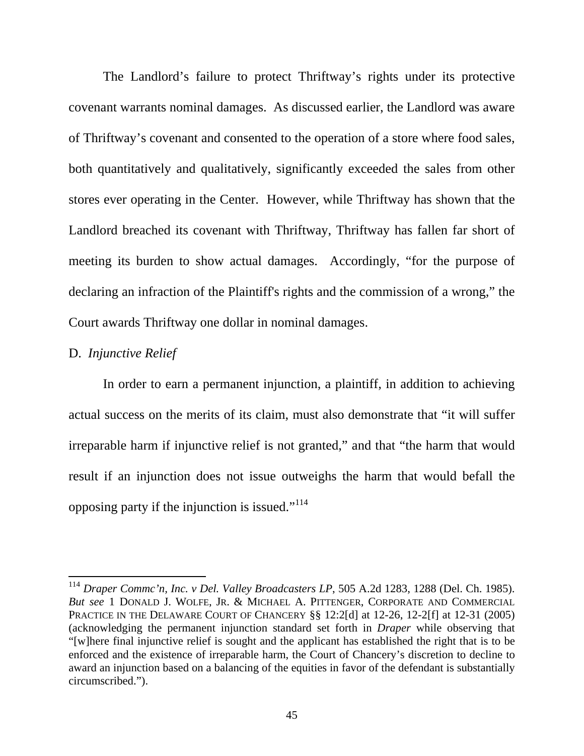The Landlord's failure to protect Thriftway's rights under its protective covenant warrants nominal damages. As discussed earlier, the Landlord was aware of Thriftway's covenant and consented to the operation of a store where food sales, both quantitatively and qualitatively, significantly exceeded the sales from other stores ever operating in the Center. However, while Thriftway has shown that the Landlord breached its covenant with Thriftway, Thriftway has fallen far short of meeting its burden to show actual damages. Accordingly, "for the purpose of declaring an infraction of the Plaintiff's rights and the commission of a wrong," the Court awards Thriftway one dollar in nominal damages.

D. *Injunctive Relief*

In order to earn a permanent injunction, a plaintiff, in addition to achieving actual success on the merits of its claim, must also demonstrate that "it will suffer irreparable harm if injunctive relief is not granted," and that "the harm that would result if an injunction does not issue outweighs the harm that would befall the opposing party if the injunction is issued."[114]

---

[114] *Draper Commc'n, Inc. v Del. Valley Broadcasters LP*, 505 A.2d 1283, 1288 (Del. Ch. 1985). *But see* 1 DONALD J. WOLFE, JR. & MICHAEL A. PITTENGER, CORPORATE AND COMMERCIAL PRACTICE IN THE DELAWARE COURT OF CHANCERY §§ 12:2[d] at 12-26, 12-2[f] at 12-31 (2005) (acknowledging the permanent injunction standard set forth in *Draper* while observing that "[w]here final injunctive relief is sought and the applicant has established the right that is to be enforced and the existence of irreparable harm, the Court of Chancery's discretion to decline to award an injunction based on a balancing of the equities in favor of the defendant is substantially circumscribed.").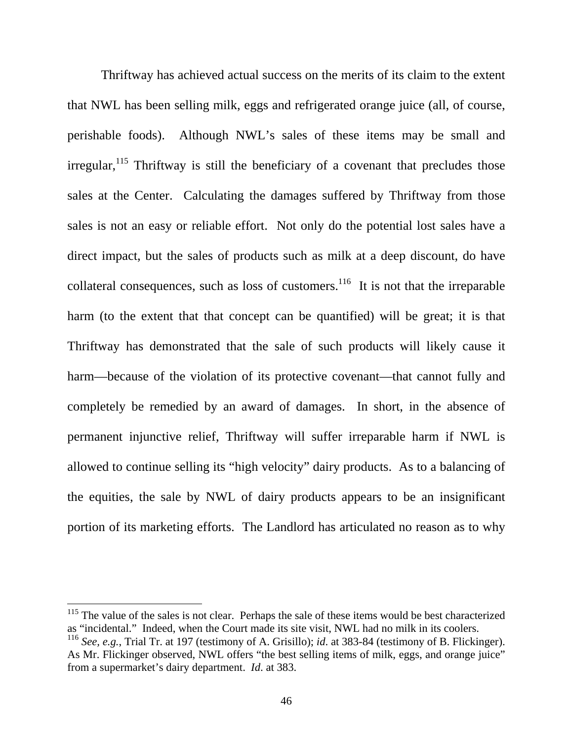Thriftway has achieved actual success on the merits of its claim to the extent that NWL has been selling milk, eggs and refrigerated orange juice (all, of course, perishable foods). Although NWL's sales of these items may be small and irregular,[115] Thriftway is still the beneficiary of a covenant that precludes those sales at the Center. Calculating the damages suffered by Thriftway from those sales is not an easy or reliable effort. Not only do the potential lost sales have a direct impact, but the sales of products such as milk at a deep discount, do have collateral consequences, such as loss of customers.[116] It is not that the irreparable harm (to the extent that that concept can be quantified) will be great; it is that Thriftway has demonstrated that the sale of such products will likely cause it harm—because of the violation of its protective covenant—that cannot fully and completely be remedied by an award of damages. In short, in the absence of permanent injunctive relief, Thriftway will suffer irreparable harm if NWL is allowed to continue selling its "high velocity" dairy products. As to a balancing of the equities, the sale by NWL of dairy products appears to be an insignificant portion of its marketing efforts. The Landlord has articulated no reason as to why

---

[115] The value of the sales is not clear. Perhaps the sale of these items would be best characterized as "incidental." Indeed, when the Court made its site visit, NWL had no milk in its coolers.

[116] *See, e.g.*, Trial Tr. at 197 (testimony of A. Grisillo); *id.* at 383-84 (testimony of B. Flickinger). As Mr. Flickinger observed, NWL offers "the best selling items of milk, eggs, and orange juice" from a supermarket's dairy department. *Id*. at 383.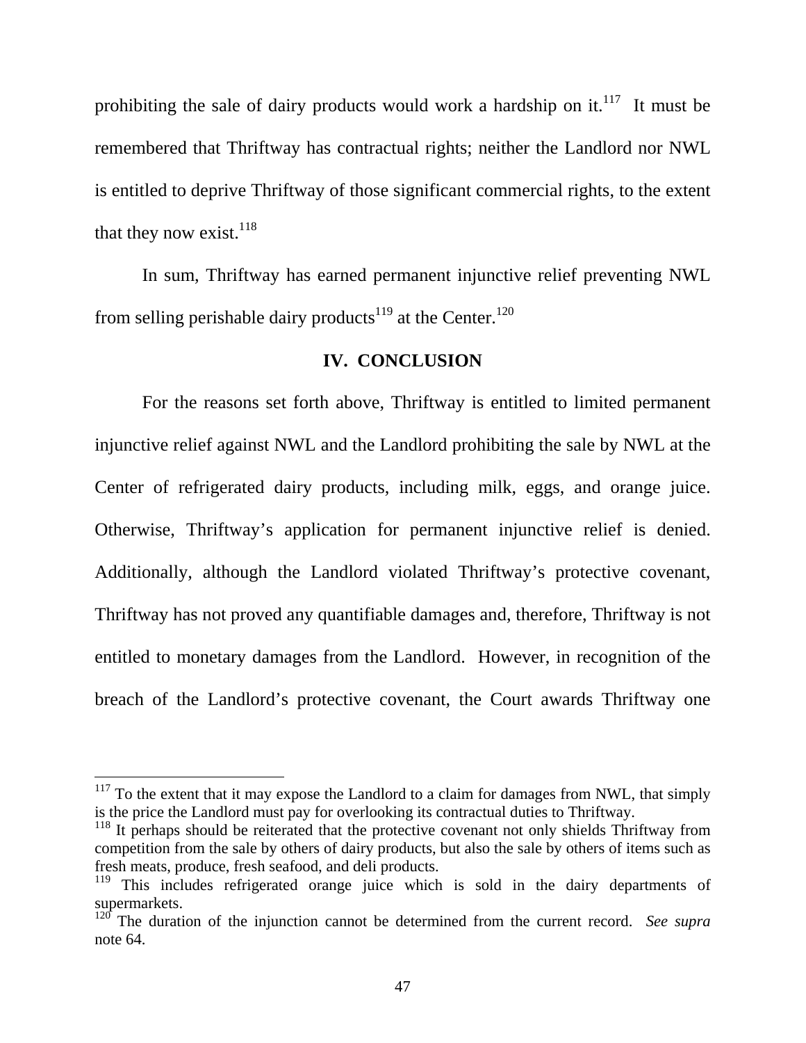prohibiting the sale of dairy products would work a hardship on it.[117] It must be remembered that Thriftway has contractual rights; neither the Landlord nor NWL is entitled to deprive Thriftway of those significant commercial rights, to the extent that they now exist.[118]

In sum, Thriftway has earned permanent injunctive relief preventing NWL from selling perishable dairy products[119] at the Center.[120]

## IV. CONCLUSION

For the reasons set forth above, Thriftway is entitled to limited permanent injunctive relief against NWL and the Landlord prohibiting the sale by NWL at the Center of refrigerated dairy products, including milk, eggs, and orange juice. Otherwise, Thriftway's application for permanent injunctive relief is denied. Additionally, although the Landlord violated Thriftway's protective covenant, Thriftway has not proved any quantifiable damages and, therefore, Thriftway is not entitled to monetary damages from the Landlord. However, in recognition of the breach of the Landlord's protective covenant, the Court awards Thriftway one

---

[117] To the extent that it may expose the Landlord to a claim for damages from NWL, that simply is the price the Landlord must pay for overlooking its contractual duties to Thriftway.

[118] It perhaps should be reiterated that the protective covenant not only shields Thriftway from competition from the sale by others of dairy products, but also the sale by others of items such as fresh meats, produce, fresh seafood, and deli products.

[119] This includes refrigerated orange juice which is sold in the dairy departments of supermarkets.

[120] The duration of the injunction cannot be determined from the current record. *See supra* note 64.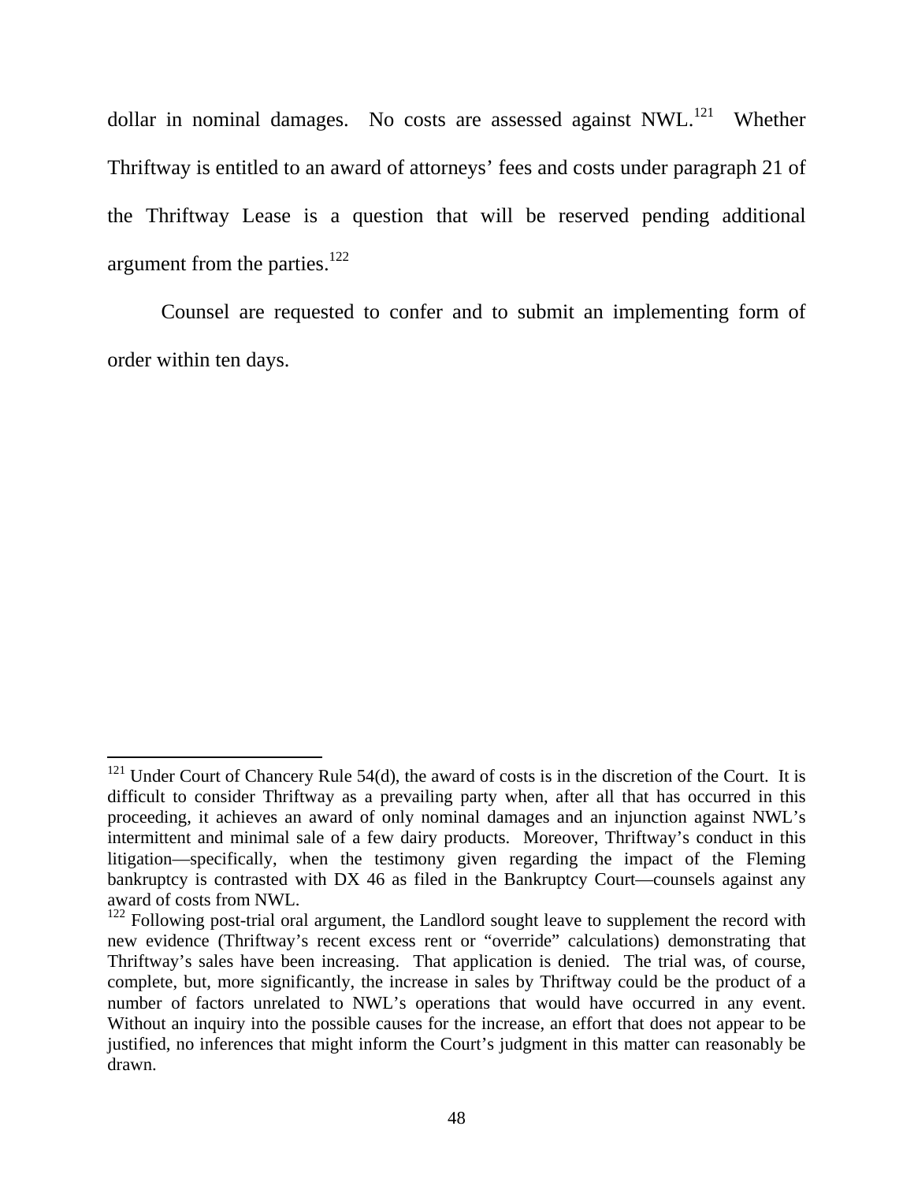dollar in nominal damages. No costs are assessed against NWL.[121] Whether Thriftway is entitled to an award of attorneys' fees and costs under paragraph 21 of the Thriftway Lease is a question that will be reserved pending additional argument from the parties.[122]

Counsel are requested to confer and to submit an implementing form of order within ten days.

---

[121] Under Court of Chancery Rule 54(d), the award of costs is in the discretion of the Court. It is difficult to consider Thriftway as a prevailing party when, after all that has occurred in this proceeding, it achieves an award of only nominal damages and an injunction against NWL's intermittent and minimal sale of a few dairy products. Moreover, Thriftway's conduct in this litigation—specifically, when the testimony given regarding the impact of the Fleming bankruptcy is contrasted with DX 46 as filed in the Bankruptcy Court—counsels against any award of costs from NWL.

[122] Following post-trial oral argument, the Landlord sought leave to supplement the record with new evidence (Thriftway's recent excess rent or "override" calculations) demonstrating that Thriftway's sales have been increasing. That application is denied. The trial was, of course, complete, but, more significantly, the increase in sales by Thriftway could be the product of a number of factors unrelated to NWL's operations that would have occurred in any event. Without an inquiry into the possible causes for the increase, an effort that does not appear to be justified, no inferences that might inform the Court's judgment in this matter can reasonably be drawn.